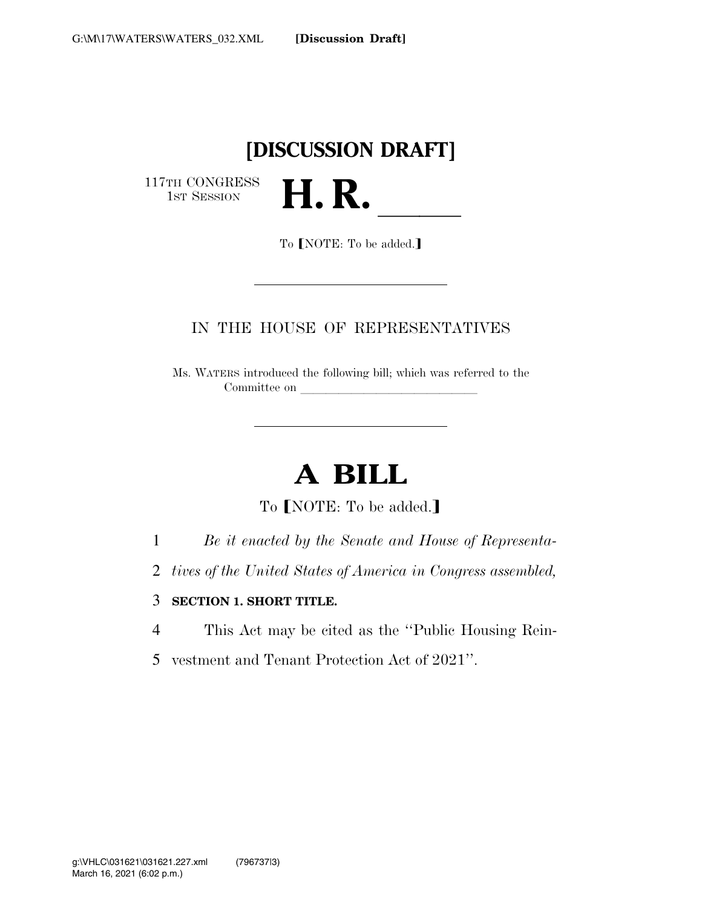# [DISCUSSION DRAFT]

117TH CONGRESS
1ST SESSION

# H. R. \_\_\_\_\_\_

To [NOTE: To be added.]

IN THE HOUSE OF REPRESENTATIVES

Ms. WATERS introduced the following bill; which was referred to the Committee on \_\_\_\_\_\_\_\_\_\_\_\_\_\_\_\_\_\_\_\_\_\_\_\_\_\_\_\_

# A BILL

To [NOTE: To be added.]

1 *Be it enacted by the Senate and House of Representa-*
2 *tives of the United States of America in Congress assembled,*

3 **SECTION 1. SHORT TITLE.**

4 This Act may be cited as the ''Public Housing Rein-
5 vestment and Tenant Protection Act of 2021''.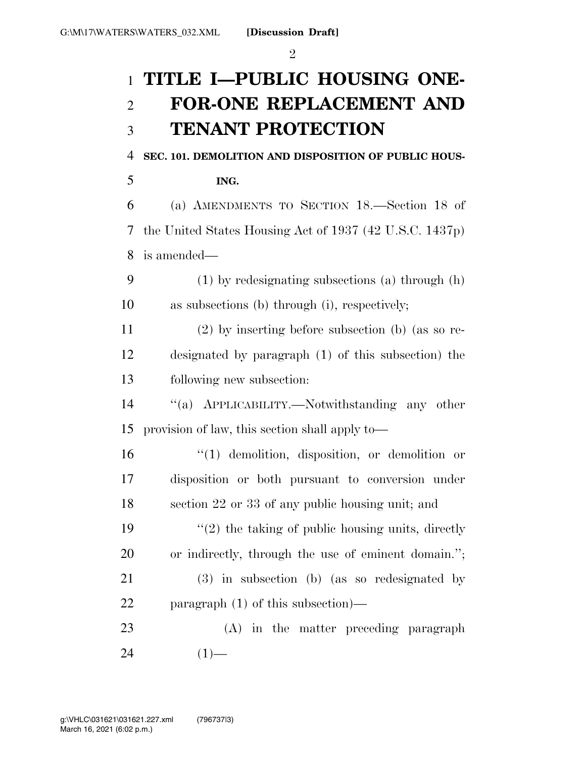# TITLE I—PUBLIC HOUSING ONE-FOR-ONE REPLACEMENT AND TENANT PROTECTION

**SEC. 101. DEMOLITION AND DISPOSITION OF PUBLIC HOUSING.**

(a) AMENDMENTS TO SECTION 18.—Section 18 of the United States Housing Act of 1937 (42 U.S.C. 1437p) is amended—

(1) by redesignating subsections (a) through (h) as subsections (b) through (i), respectively;

(2) by inserting before subsection (b) (as so redesignated by paragraph (1) of this subsection) the following new subsection:

"(a) APPLICABILITY.—Notwithstanding any other provision of law, this section shall apply to—

"(1) demolition, disposition, or demolition or disposition or both pursuant to conversion under section 22 or 33 of any public housing unit; and

"(2) the taking of public housing units, directly or indirectly, through the use of eminent domain.";

(3) in subsection (b) (as so redesignated by paragraph (1) of this subsection)—

(A) in the matter preceding paragraph (1)—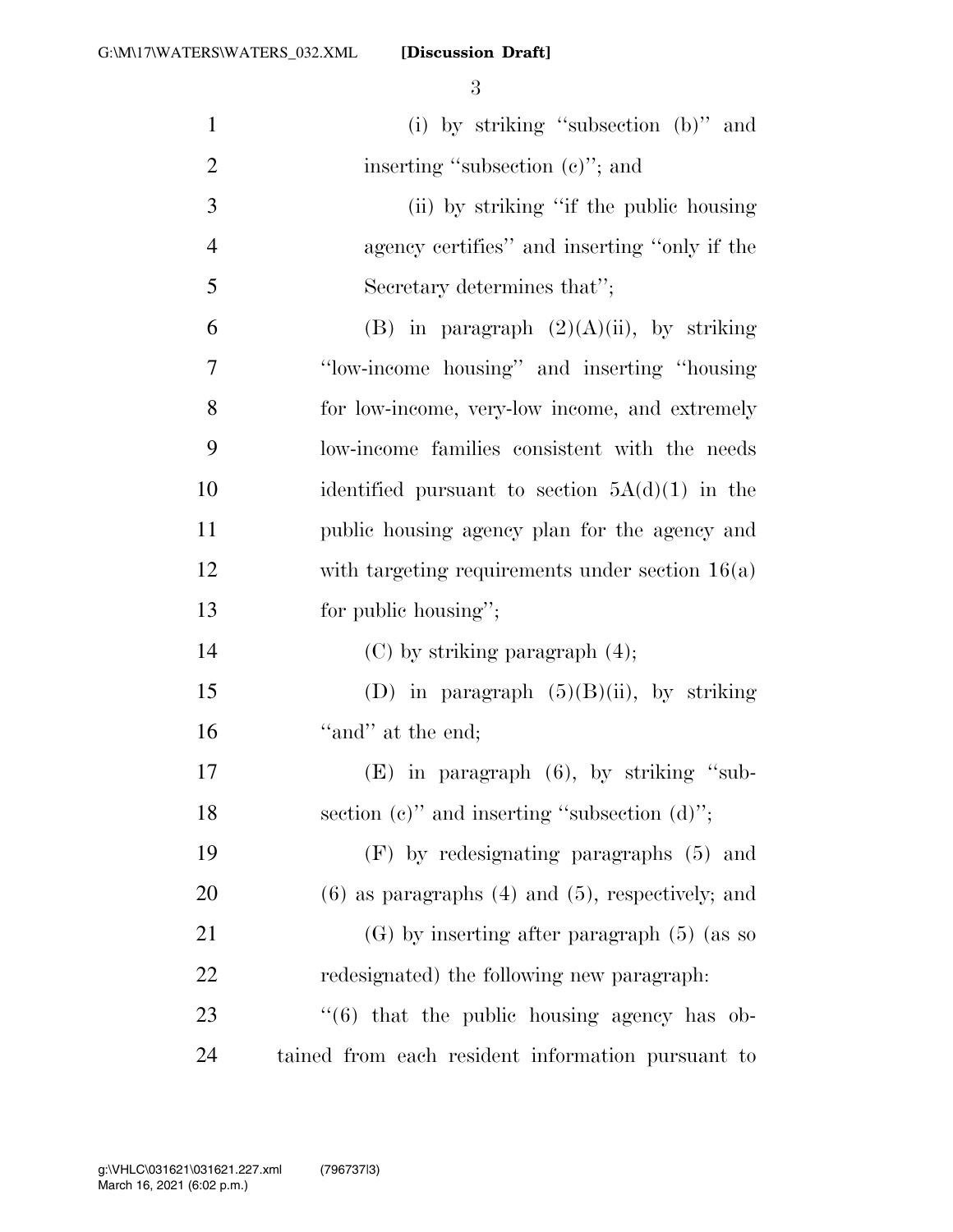(i) by striking "subsection (b)" and inserting "subsection (c)"; and

(ii) by striking "if the public housing agency certifies" and inserting "only if the Secretary determines that";

(B) in paragraph (2)(A)(ii), by striking "low-income housing" and inserting "housing for low-income, very-low income, and extremely low-income families consistent with the needs identified pursuant to section 5A(d)(1) in the public housing agency plan for the agency and with targeting requirements under section 16(a) for public housing";

(C) by striking paragraph (4);

(D) in paragraph (5)(B)(ii), by striking "and" at the end;

(E) in paragraph (6), by striking "subsection (c)" and inserting "subsection (d)";

(F) by redesignating paragraphs (5) and (6) as paragraphs (4) and (5), respectively; and

(G) by inserting after paragraph (5) (as so redesignated) the following new paragraph:

"(6) that the public housing agency has obtained from each resident information pursuant to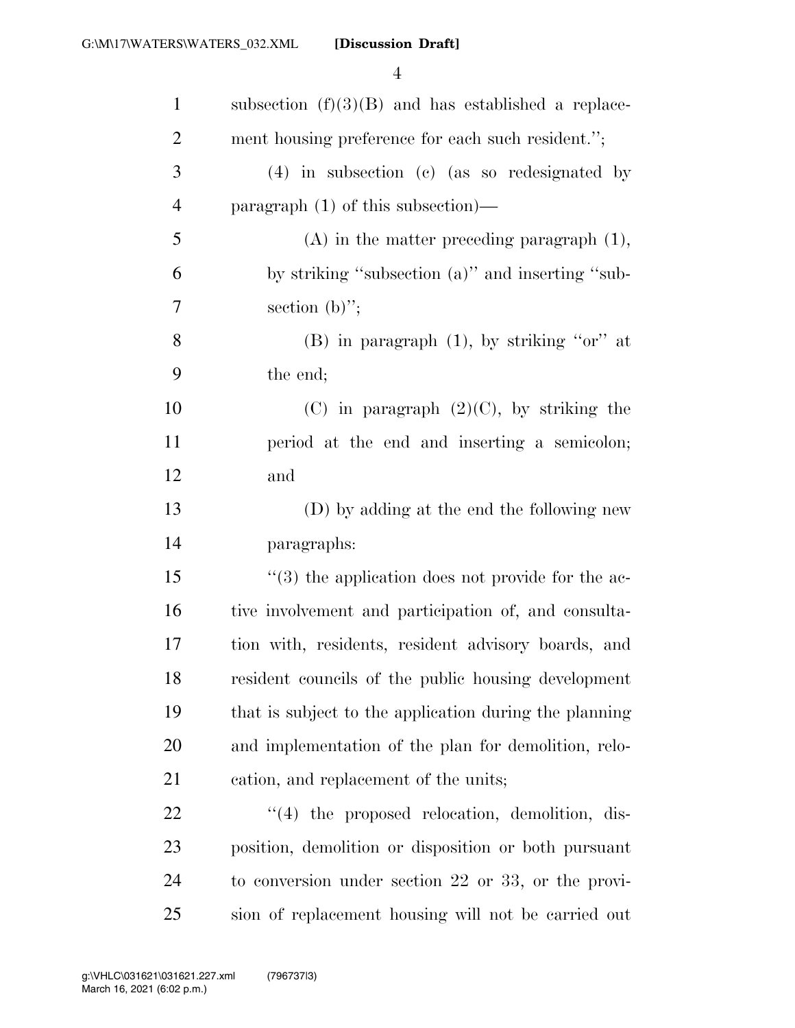subsection (f)(3)(B) and has established a replacement housing preference for each such resident.'';

(4) in subsection (c) (as so redesignated by paragraph (1) of this subsection)—

(A) in the matter preceding paragraph (1), by striking ''subsection (a)'' and inserting ''subsection (b)'';

(B) in paragraph (1), by striking ''or'' at the end;

(C) in paragraph (2)(C), by striking the period at the end and inserting a semicolon; and

(D) by adding at the end the following new paragraphs:

''(3) the application does not provide for the active involvement and participation of, and consultation with, residents, resident advisory boards, and resident councils of the public housing development that is subject to the application during the planning and implementation of the plan for demolition, relocation, and replacement of the units;

''(4) the proposed relocation, demolition, disposition, demolition or disposition or both pursuant to conversion under section 22 or 33, or the provision of replacement housing will not be carried out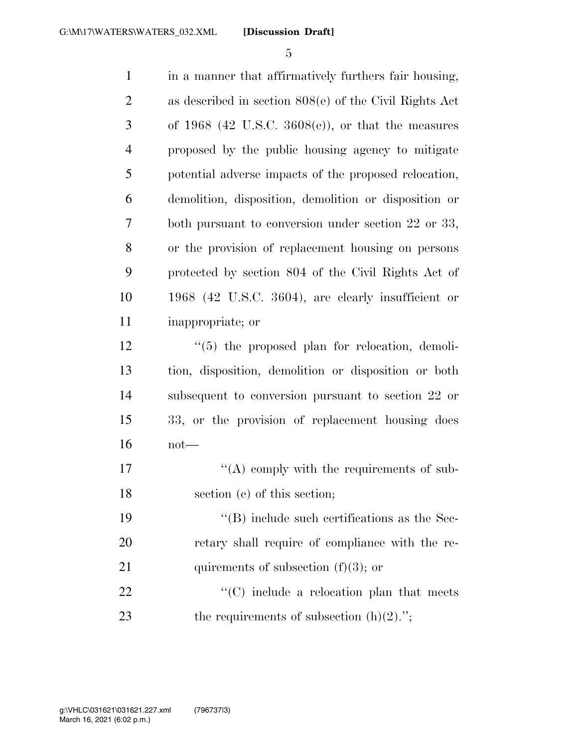in a manner that affirmatively furthers fair housing, as described in section 808(e) of the Civil Rights Act of 1968 (42 U.S.C. 3608(e)), or that the measures proposed by the public housing agency to mitigate potential adverse impacts of the proposed relocation, demolition, disposition, demolition or disposition or both pursuant to conversion under section 22 or 33, or the provision of replacement housing on persons protected by section 804 of the Civil Rights Act of 1968 (42 U.S.C. 3604), are clearly insufficient or inappropriate; or

"(5) the proposed plan for relocation, demolition, disposition, demolition or disposition or both subsequent to conversion pursuant to section 22 or 33, or the provision of replacement housing does not—

"(A) comply with the requirements of subsection (e) of this section;

"(B) include such certifications as the Secretary shall require of compliance with the requirements of subsection (f)(3); or

"(C) include a relocation plan that meets the requirements of subsection (h)(2).";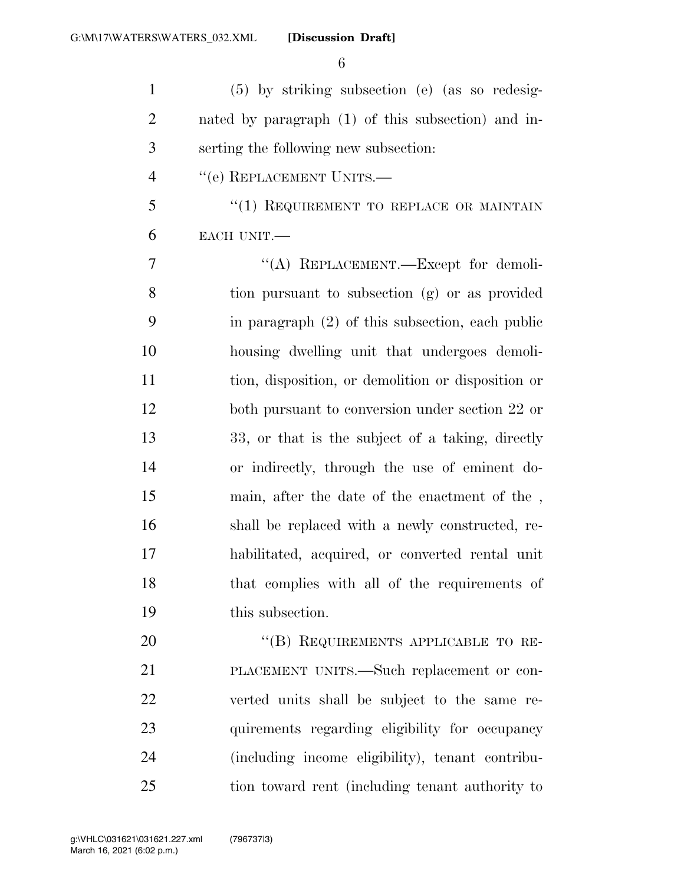(5) by striking subsection (e) (as so redesignated by paragraph (1) of this subsection) and inserting the following new subsection:

"(e) REPLACEMENT UNITS.—

"(1) REQUIREMENT TO REPLACE OR MAINTAIN EACH UNIT.—

"(A) REPLACEMENT.—Except for demolition pursuant to subsection (g) or as provided in paragraph (2) of this subsection, each public housing dwelling unit that undergoes demolition, disposition, or demolition or disposition or both pursuant to conversion under section 22 or 33, or that is the subject of a taking, directly or indirectly, through the use of eminent domain, after the date of the enactment of the , shall be replaced with a newly constructed, rehabilitated, acquired, or converted rental unit that complies with all of the requirements of this subsection.

"(B) REQUIREMENTS APPLICABLE TO REPLACEMENT UNITS.—Such replacement or converted units shall be subject to the same requirements regarding eligibility for occupancy (including income eligibility), tenant contribution toward rent (including tenant authority to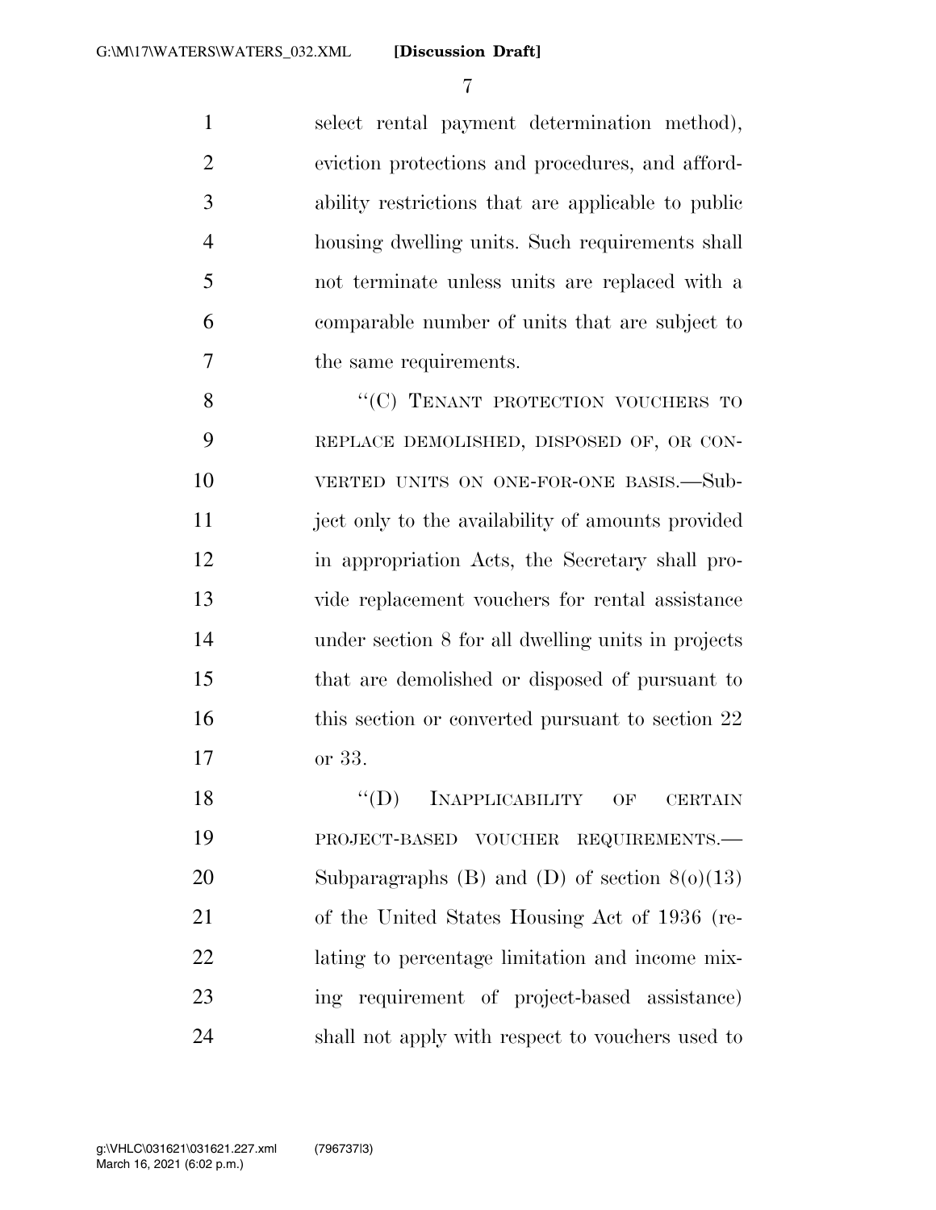select rental payment determination method), eviction protections and procedures, and affordability restrictions that are applicable to public housing dwelling units. Such requirements shall not terminate unless units are replaced with a comparable number of units that are subject to the same requirements.

"(C) TENANT PROTECTION VOUCHERS TO REPLACE DEMOLISHED, DISPOSED OF, OR CONVERTED UNITS ON ONE-FOR-ONE BASIS.—Subject only to the availability of amounts provided in appropriation Acts, the Secretary shall provide replacement vouchers for rental assistance under section 8 for all dwelling units in projects that are demolished or disposed of pursuant to this section or converted pursuant to section 22 or 33.

"(D) INAPPLICABILITY OF CERTAIN PROJECT-BASED VOUCHER REQUIREMENTS.—Subparagraphs (B) and (D) of section 8(o)(13) of the United States Housing Act of 1936 (relating to percentage limitation and income mixing requirement of project-based assistance) shall not apply with respect to vouchers used to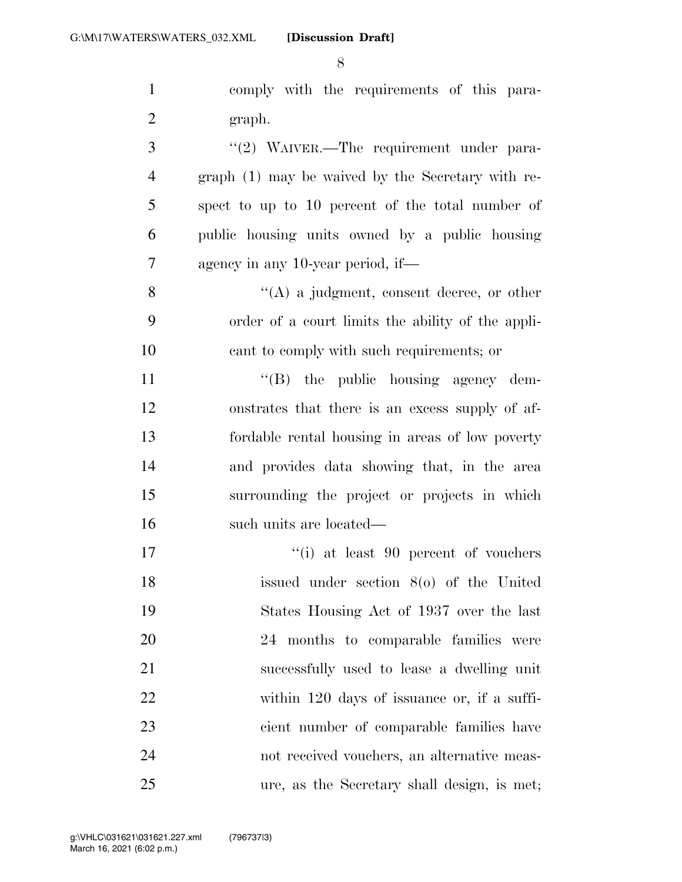comply with the requirements of this paragraph.

"(2) WAIVER.—The requirement under paragraph (1) may be waived by the Secretary with respect to up to 10 percent of the total number of public housing units owned by a public housing agency in any 10-year period, if—

"(A) a judgment, consent decree, or other order of a court limits the ability of the applicant to comply with such requirements; or

"(B) the public housing agency demonstrates that there is an excess supply of affordable rental housing in areas of low poverty and provides data showing that, in the area surrounding the project or projects in which such units are located—

"(i) at least 90 percent of vouchers issued under section 8(o) of the United States Housing Act of 1937 over the last 24 months to comparable families were successfully used to lease a dwelling unit within 120 days of issuance or, if a sufficient number of comparable families have not received vouchers, an alternative measure, as the Secretary shall design, is met;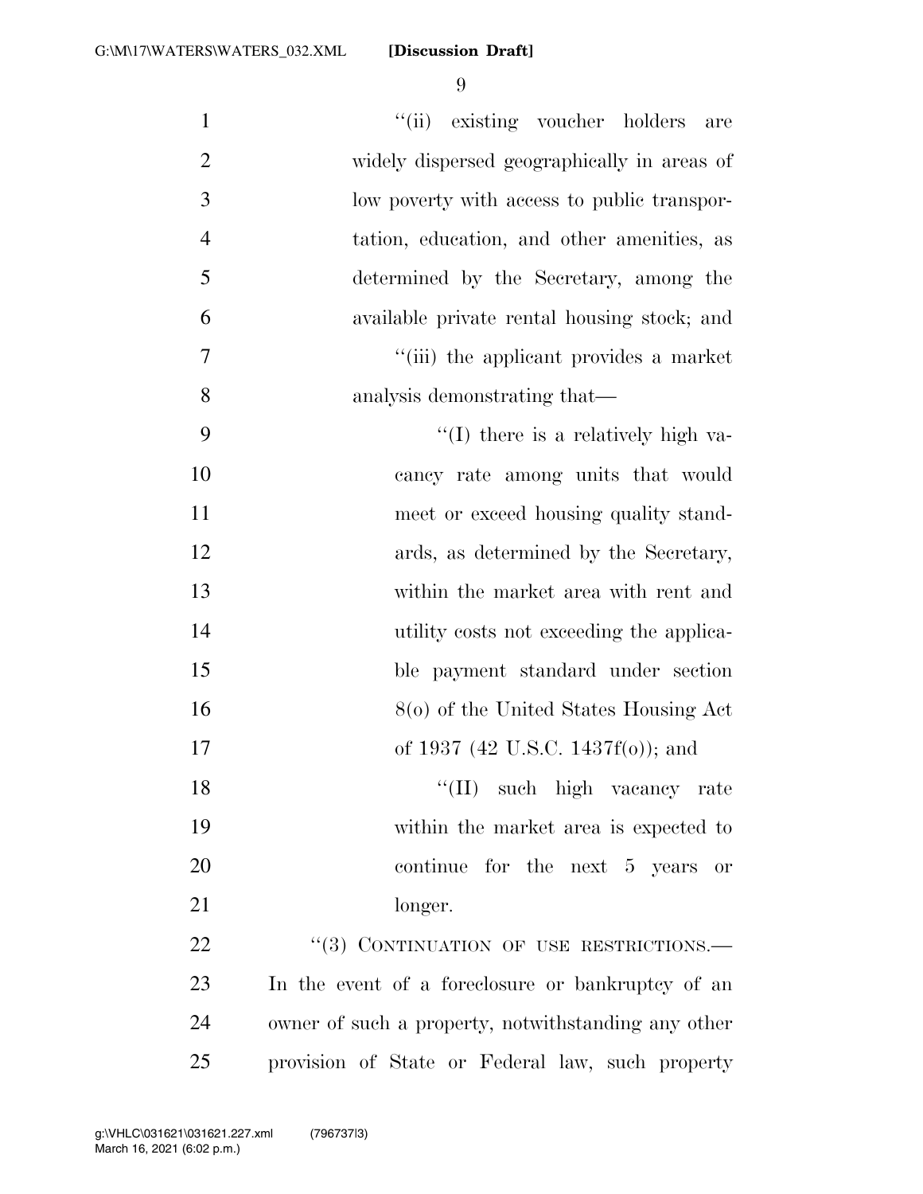"(ii) existing voucher holders are widely dispersed geographically in areas of low poverty with access to public transportation, education, and other amenities, as determined by the Secretary, among the available private rental housing stock; and

"(iii) the applicant provides a market analysis demonstrating that—

"(I) there is a relatively high vacancy rate among units that would meet or exceed housing quality standards, as determined by the Secretary, within the market area with rent and utility costs not exceeding the applicable payment standard under section 8(o) of the United States Housing Act of 1937 (42 U.S.C. 1437f(o)); and

"(II) such high vacancy rate within the market area is expected to continue for the next 5 years or longer.

"(3) CONTINUATION OF USE RESTRICTIONS.— In the event of a foreclosure or bankruptcy of an owner of such a property, notwithstanding any other provision of State or Federal law, such property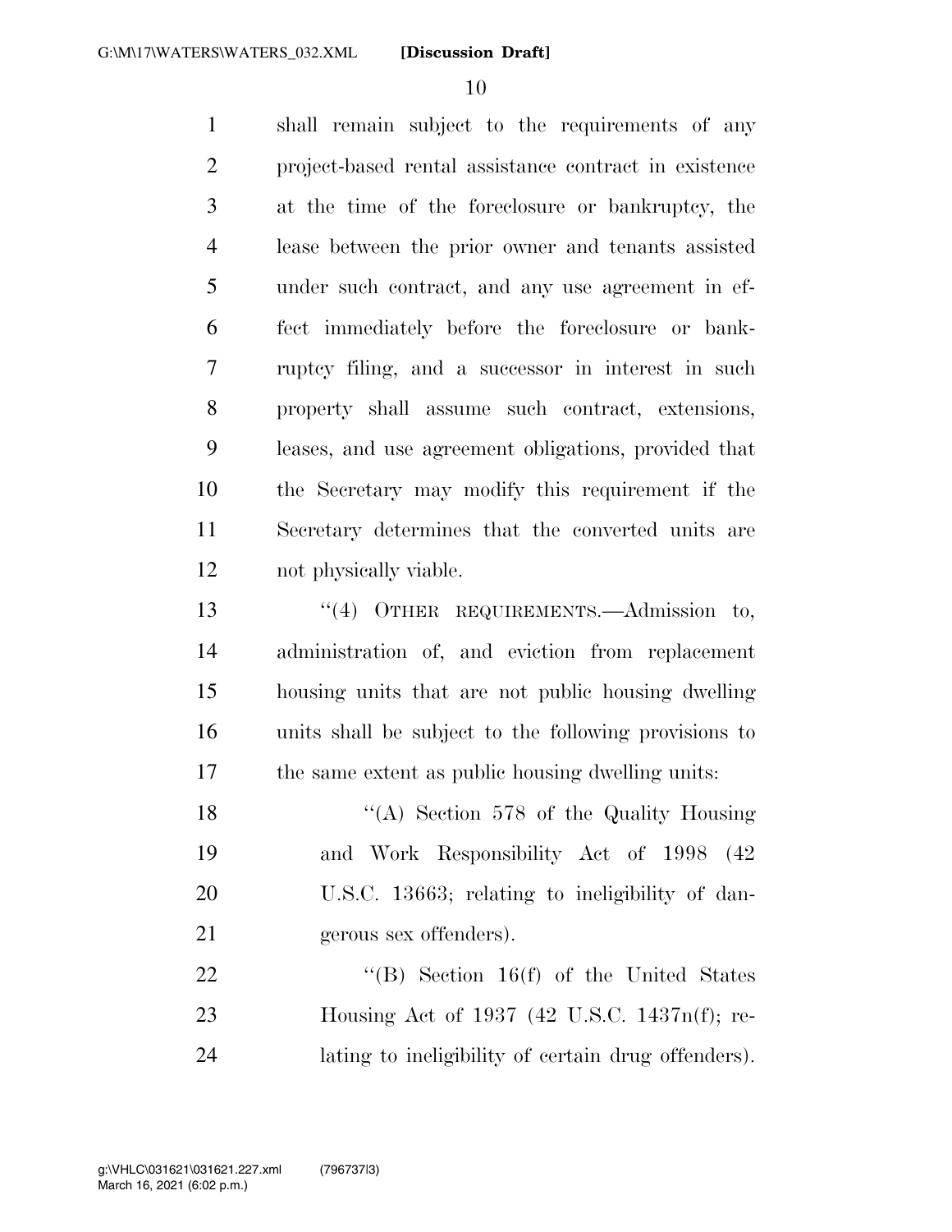shall remain subject to the requirements of any project-based rental assistance contract in existence at the time of the foreclosure or bankruptcy, the lease between the prior owner and tenants assisted under such contract, and any use agreement in effect immediately before the foreclosure or bankruptcy filing, and a successor in interest in such property shall assume such contract, extensions, leases, and use agreement obligations, provided that the Secretary may modify this requirement if the Secretary determines that the converted units are not physically viable.

"(4) OTHER REQUIREMENTS.—Admission to, administration of, and eviction from replacement housing units that are not public housing dwelling units shall be subject to the following provisions to the same extent as public housing dwelling units:

"(A) Section 578 of the Quality Housing and Work Responsibility Act of 1998 (42 U.S.C. 13663; relating to ineligibility of dangerous sex offenders).

"(B) Section 16(f) of the United States Housing Act of 1937 (42 U.S.C. 1437n(f); relating to ineligibility of certain drug offenders).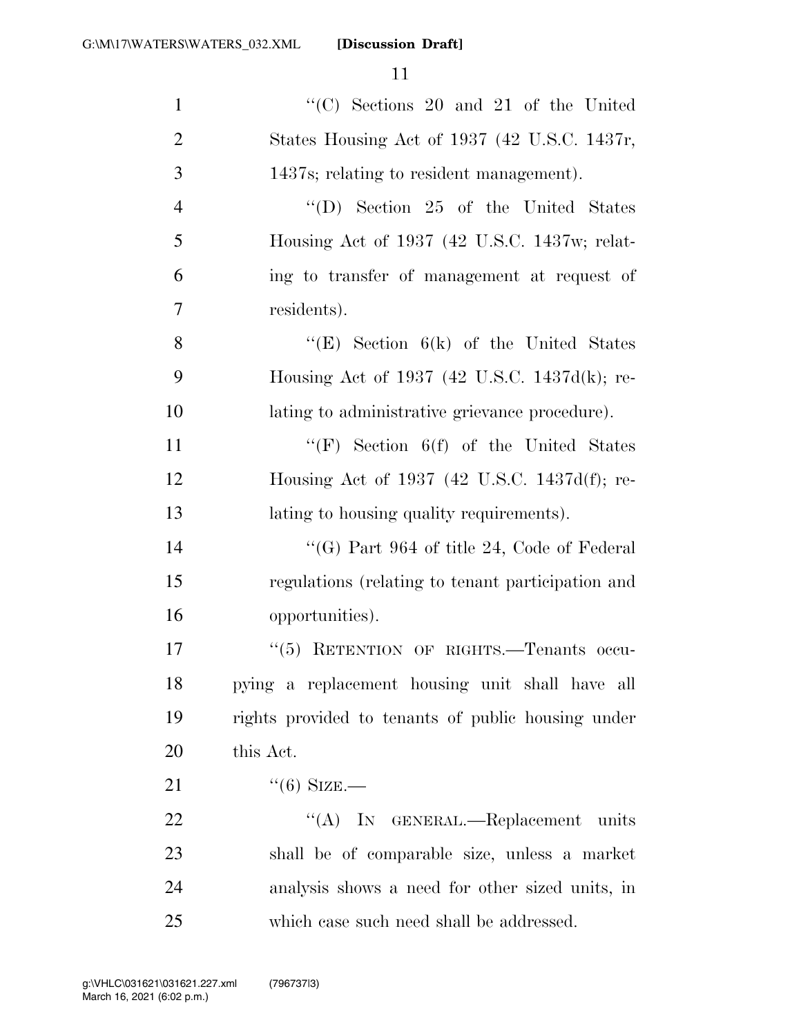"(C) Sections 20 and 21 of the United States Housing Act of 1937 (42 U.S.C. 1437r, 1437s; relating to resident management).

"(D) Section 25 of the United States Housing Act of 1937 (42 U.S.C. 1437w; relating to transfer of management at request of residents).

"(E) Section 6(k) of the United States Housing Act of 1937 (42 U.S.C. 1437d(k); relating to administrative grievance procedure).

"(F) Section 6(f) of the United States Housing Act of 1937 (42 U.S.C. 1437d(f); relating to housing quality requirements).

"(G) Part 964 of title 24, Code of Federal regulations (relating to tenant participation and opportunities).

"(5) RETENTION OF RIGHTS.—Tenants occupying a replacement housing unit shall have all rights provided to tenants of public housing under this Act.

"(6) SIZE.—

"(A) IN GENERAL.—Replacement units shall be of comparable size, unless a market analysis shows a need for other sized units, in which case such need shall be addressed.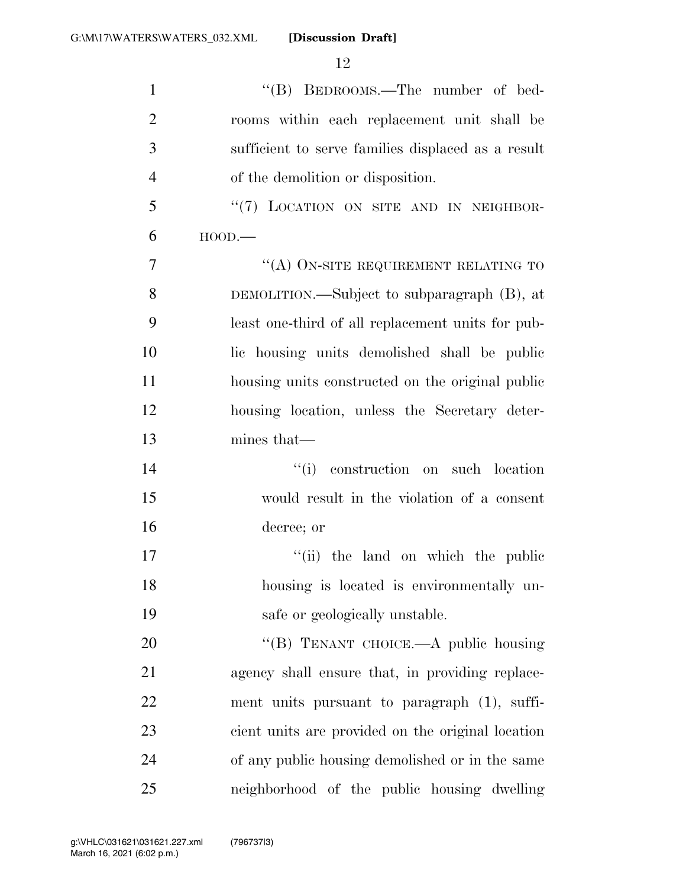"(B) BEDROOMS.—The number of bedrooms within each replacement unit shall be sufficient to serve families displaced as a result of the demolition or disposition.

"(7) LOCATION ON SITE AND IN NEIGHBORHOOD.—

"(A) ON-SITE REQUIREMENT RELATING TO DEMOLITION.—Subject to subparagraph (B), at least one-third of all replacement units for public housing units demolished shall be public housing units constructed on the original public housing location, unless the Secretary determines that—

"(i) construction on such location would result in the violation of a consent decree; or

"(ii) the land on which the public housing is located is environmentally unsafe or geologically unstable.

"(B) TENANT CHOICE.—A public housing agency shall ensure that, in providing replacement units pursuant to paragraph (1), sufficient units are provided on the original location of any public housing demolished or in the same neighborhood of the public housing dwelling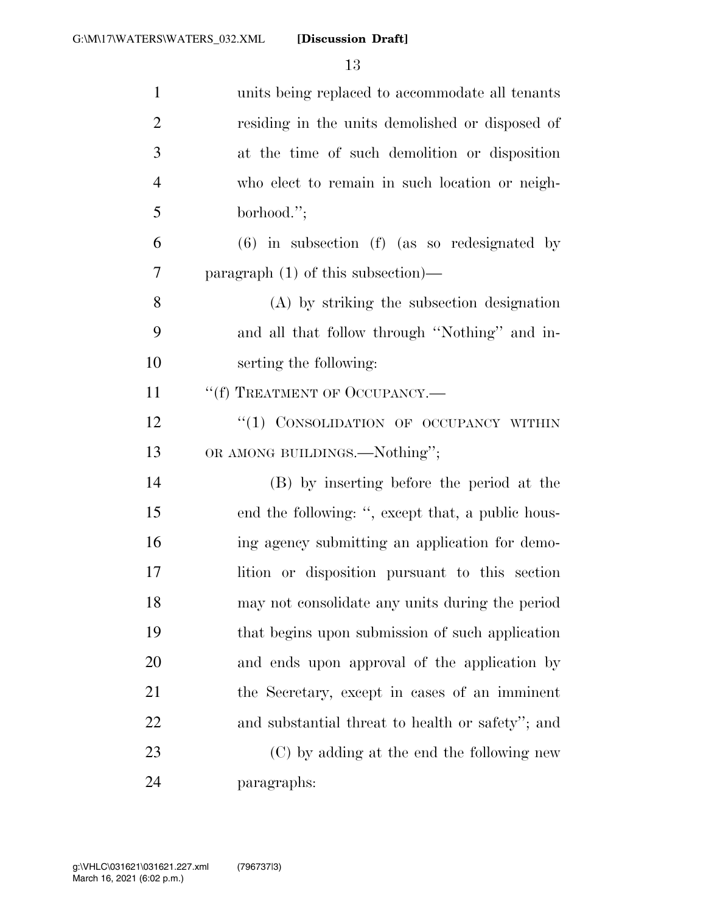units being replaced to accommodate all tenants residing in the units demolished or disposed of at the time of such demolition or disposition who elect to remain in such location or neighborhood.'';

(6) in subsection (f) (as so redesignated by paragraph (1) of this subsection)—

(A) by striking the subsection designation and all that follow through ''Nothing'' and inserting the following:

''(f) TREATMENT OF OCCUPANCY.—

''(1) CONSOLIDATION OF OCCUPANCY WITHIN OR AMONG BUILDINGS.—Nothing'';

(B) by inserting before the period at the end the following: '', except that, a public housing agency submitting an application for demolition or disposition pursuant to this section may not consolidate any units during the period that begins upon submission of such application and ends upon approval of the application by the Secretary, except in cases of an imminent and substantial threat to health or safety''; and

(C) by adding at the end the following new paragraphs: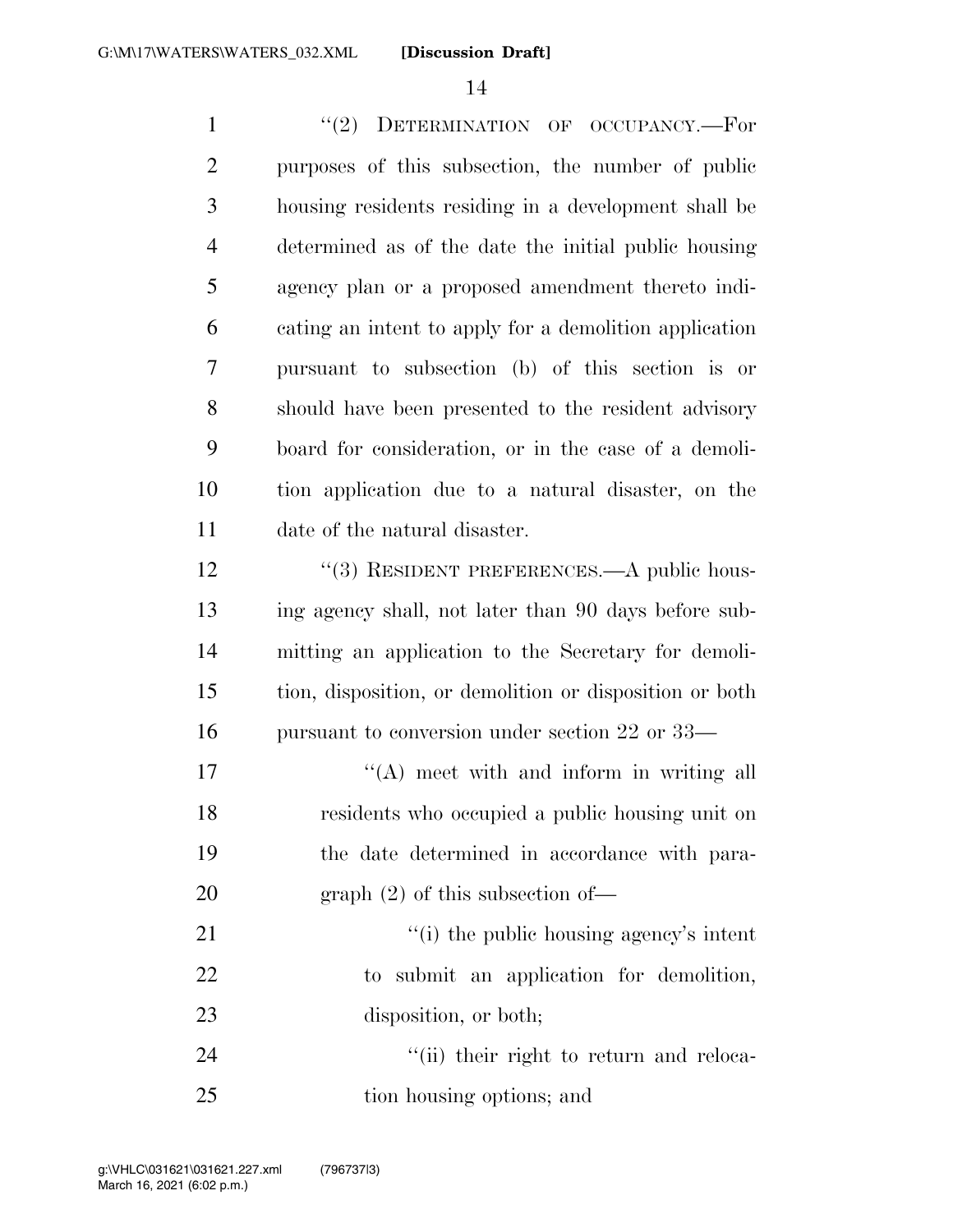"(2) DETERMINATION OF OCCUPANCY.—For purposes of this subsection, the number of public housing residents residing in a development shall be determined as of the date the initial public housing agency plan or a proposed amendment thereto indicating an intent to apply for a demolition application pursuant to subsection (b) of this section is or should have been presented to the resident advisory board for consideration, or in the case of a demolition application due to a natural disaster, on the date of the natural disaster.

"(3) RESIDENT PREFERENCES.—A public housing agency shall, not later than 90 days before submitting an application to the Secretary for demolition, disposition, or demolition or disposition or both pursuant to conversion under section 22 or 33—

"(A) meet with and inform in writing all residents who occupied a public housing unit on the date determined in accordance with paragraph (2) of this subsection of—

"(i) the public housing agency's intent to submit an application for demolition, disposition, or both;

"(ii) their right to return and relocation housing options; and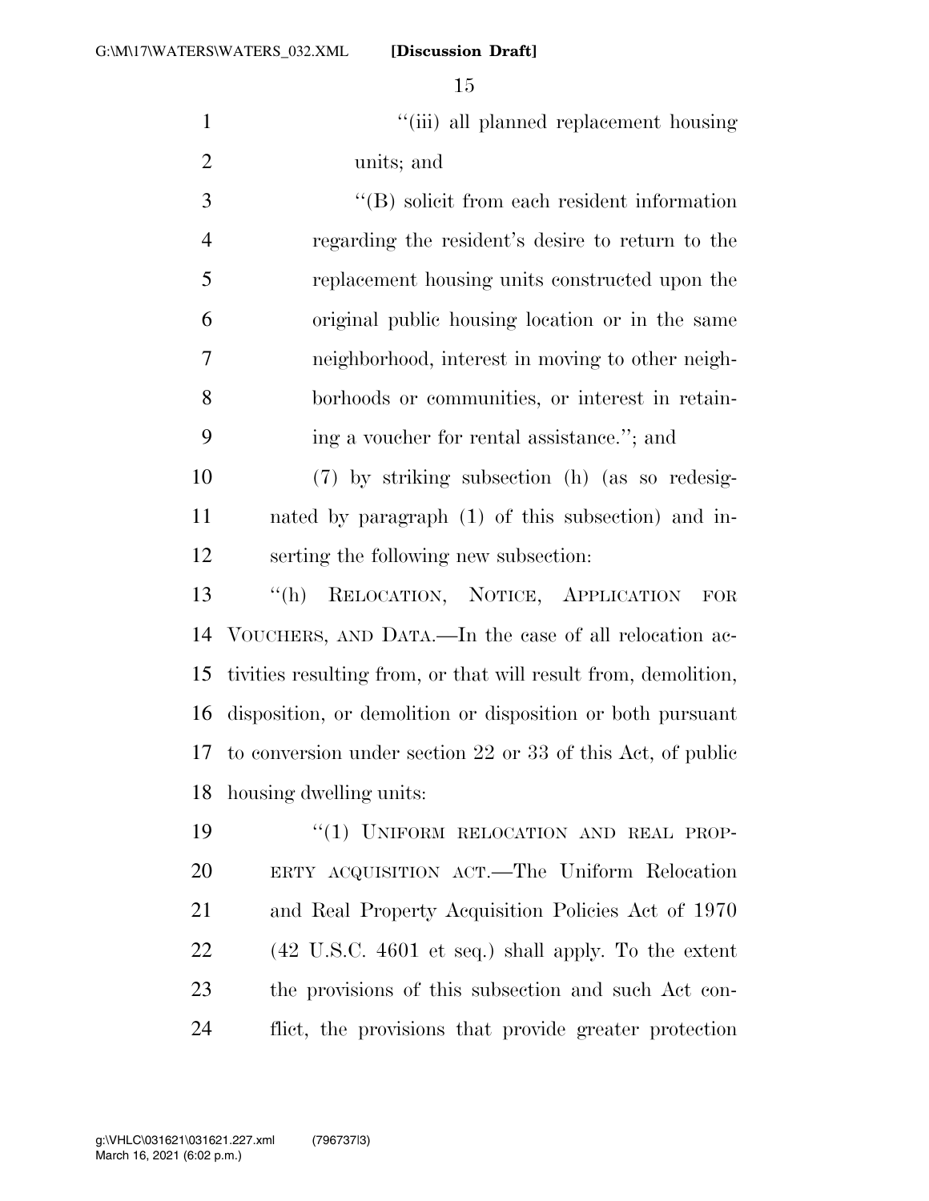"(iii) all planned replacement housing units; and

"(B) solicit from each resident information regarding the resident's desire to return to the replacement housing units constructed upon the original public housing location or in the same neighborhood, interest in moving to other neighborhoods or communities, or interest in retaining a voucher for rental assistance."; and

(7) by striking subsection (h) (as so redesignated by paragraph (1) of this subsection) and inserting the following new subsection:

"(h) RELOCATION, NOTICE, APPLICATION FOR VOUCHERS, AND DATA.—In the case of all relocation activities resulting from, or that will result from, demolition, disposition, or demolition or disposition or both pursuant to conversion under section 22 or 33 of this Act, of public housing dwelling units:

"(1) UNIFORM RELOCATION AND REAL PROPERTY ACQUISITION ACT.—The Uniform Relocation and Real Property Acquisition Policies Act of 1970 (42 U.S.C. 4601 et seq.) shall apply. To the extent the provisions of this subsection and such Act conflict, the provisions that provide greater protection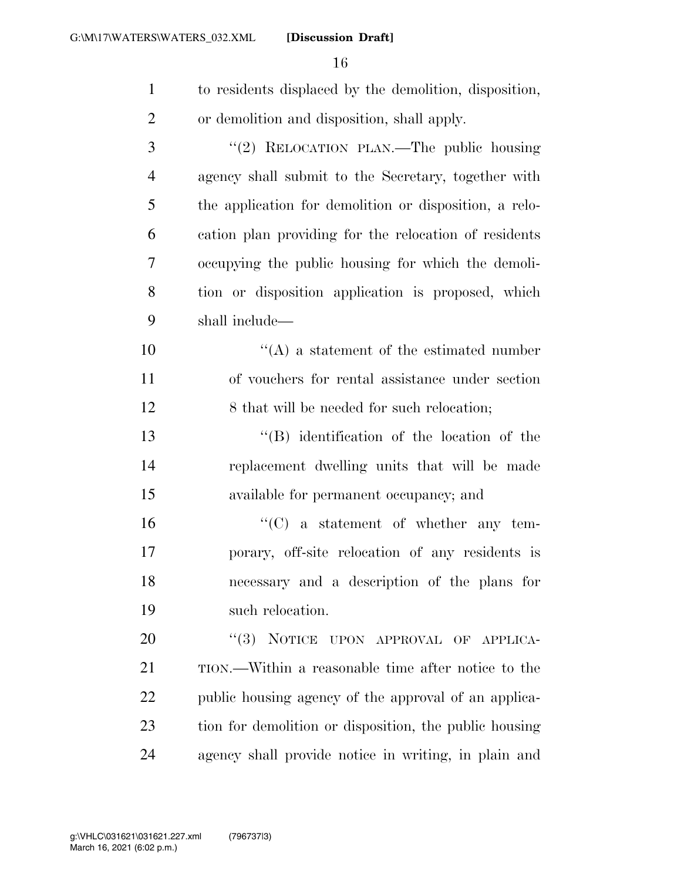to residents displaced by the demolition, disposition, or demolition and disposition, shall apply.

"(2) RELOCATION PLAN.—The public housing agency shall submit to the Secretary, together with the application for demolition or disposition, a relocation plan providing for the relocation of residents occupying the public housing for which the demolition or disposition application is proposed, which shall include—

"(A) a statement of the estimated number of vouchers for rental assistance under section 8 that will be needed for such relocation;

"(B) identification of the location of the replacement dwelling units that will be made available for permanent occupancy; and

"(C) a statement of whether any temporary, off-site relocation of any residents is necessary and a description of the plans for such relocation.

"(3) NOTICE UPON APPROVAL OF APPLICATION.—Within a reasonable time after notice to the public housing agency of the approval of an application for demolition or disposition, the public housing agency shall provide notice in writing, in plain and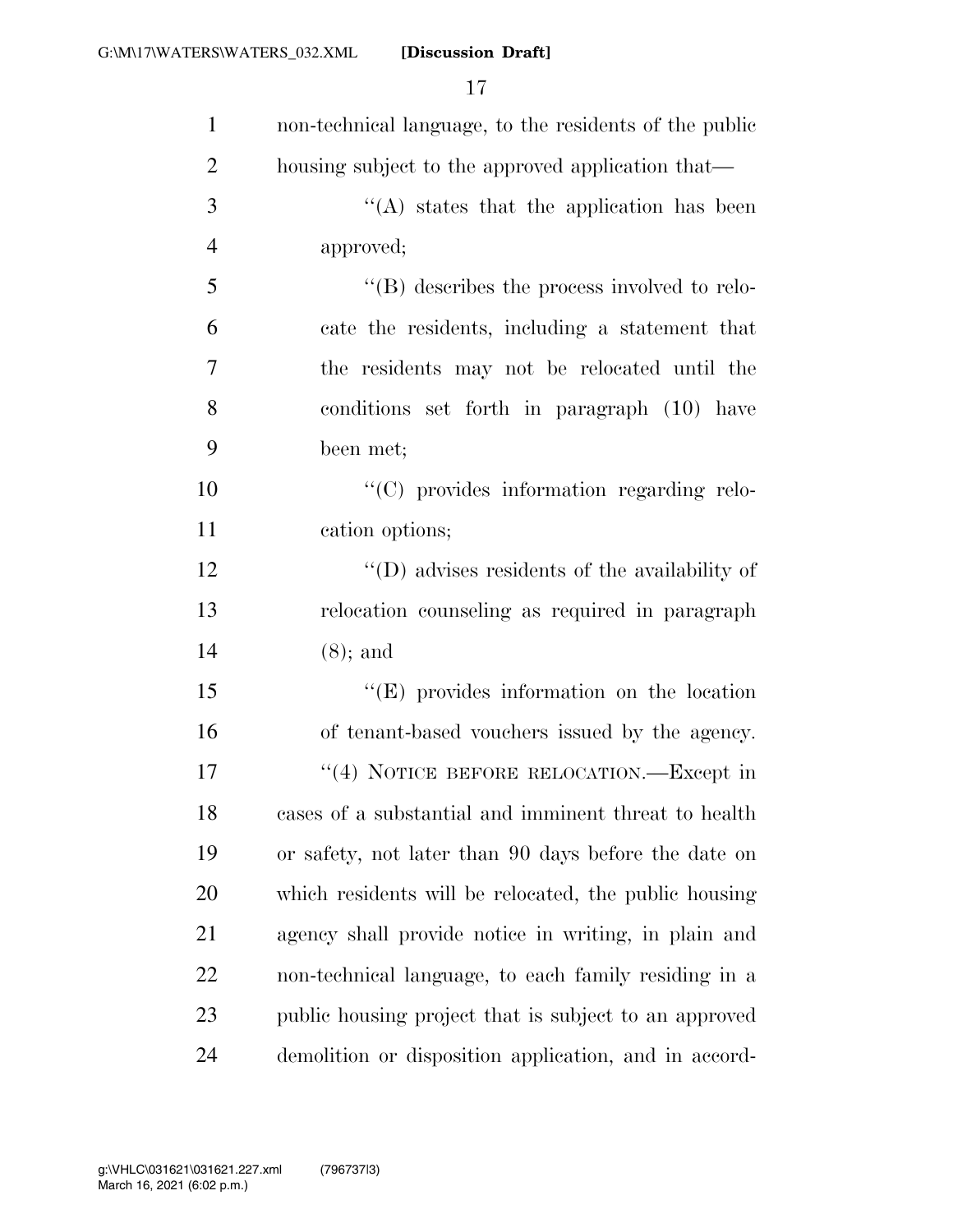non-technical language, to the residents of the public housing subject to the approved application that—

"(A) states that the application has been approved;

"(B) describes the process involved to relocate the residents, including a statement that the residents may not be relocated until the conditions set forth in paragraph (10) have been met;

"(C) provides information regarding relocation options;

"(D) advises residents of the availability of relocation counseling as required in paragraph (8); and

"(E) provides information on the location of tenant-based vouchers issued by the agency.

"(4) NOTICE BEFORE RELOCATION.—Except in cases of a substantial and imminent threat to health or safety, not later than 90 days before the date on which residents will be relocated, the public housing agency shall provide notice in writing, in plain and non-technical language, to each family residing in a public housing project that is subject to an approved demolition or disposition application, and in accord-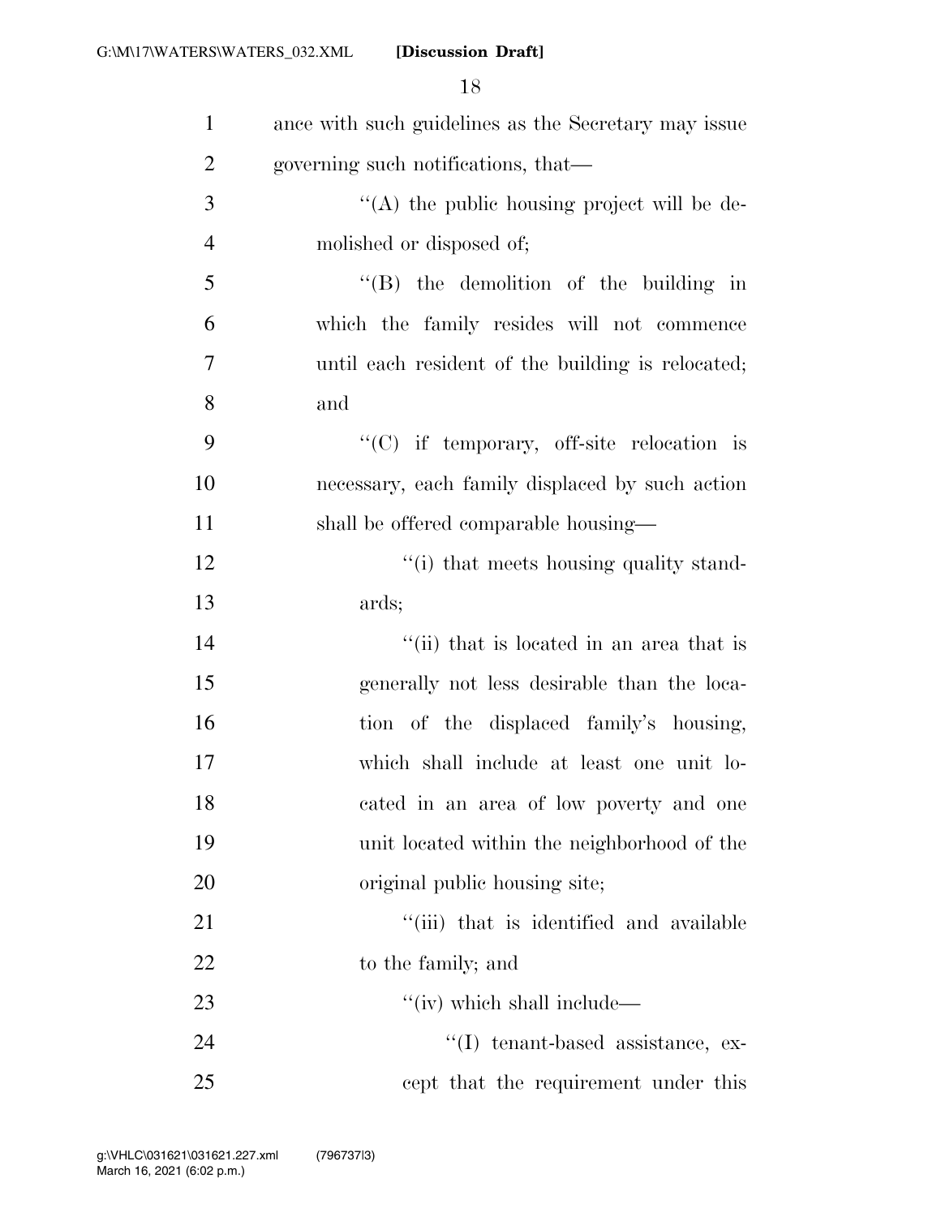ance with such guidelines as the Secretary may issue governing such notifications, that—

''(A) the public housing project will be demolished or disposed of;

''(B) the demolition of the building in which the family resides will not commence until each resident of the building is relocated; and

''(C) if temporary, off-site relocation is necessary, each family displaced by such action shall be offered comparable housing—

''(i) that meets housing quality standards;

''(ii) that is located in an area that is generally not less desirable than the location of the displaced family's housing, which shall include at least one unit located in an area of low poverty and one unit located within the neighborhood of the original public housing site;

''(iii) that is identified and available to the family; and

''(iv) which shall include—

''(I) tenant-based assistance, except that the requirement under this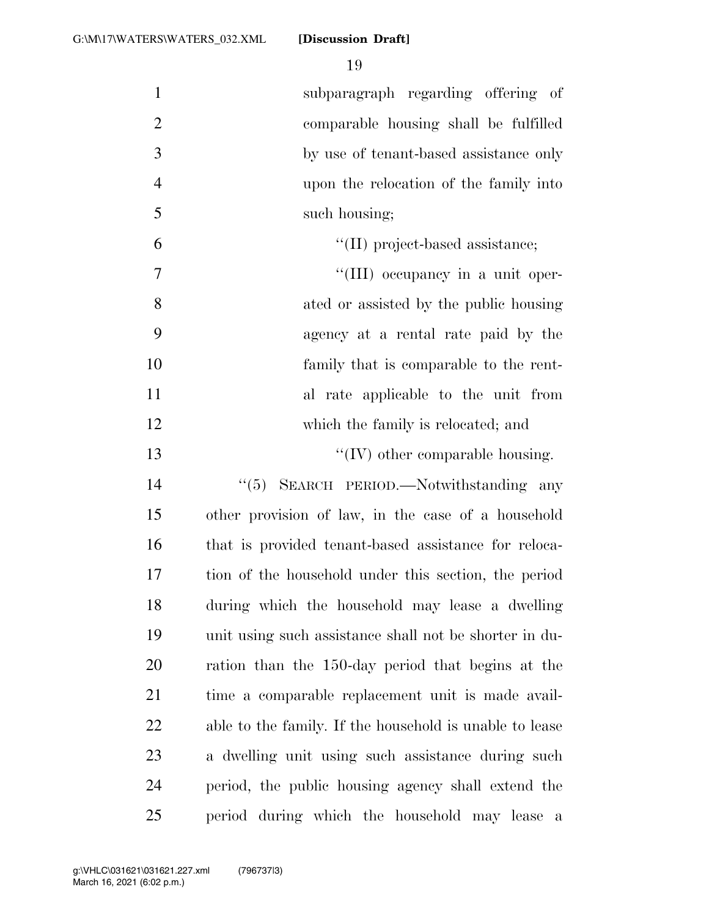subparagraph regarding offering of comparable housing shall be fulfilled by use of tenant-based assistance only upon the relocation of the family into such housing;

''(II) project-based assistance;

''(III) occupancy in a unit operated or assisted by the public housing agency at a rental rate paid by the family that is comparable to the rental rate applicable to the unit from which the family is relocated; and

''(IV) other comparable housing.

''(5) SEARCH PERIOD.—Notwithstanding any other provision of law, in the case of a household that is provided tenant-based assistance for relocation of the household under this section, the period during which the household may lease a dwelling unit using such assistance shall not be shorter in duration than the 150-day period that begins at the time a comparable replacement unit is made available to the family. If the household is unable to lease a dwelling unit using such assistance during such period, the public housing agency shall extend the period during which the household may lease a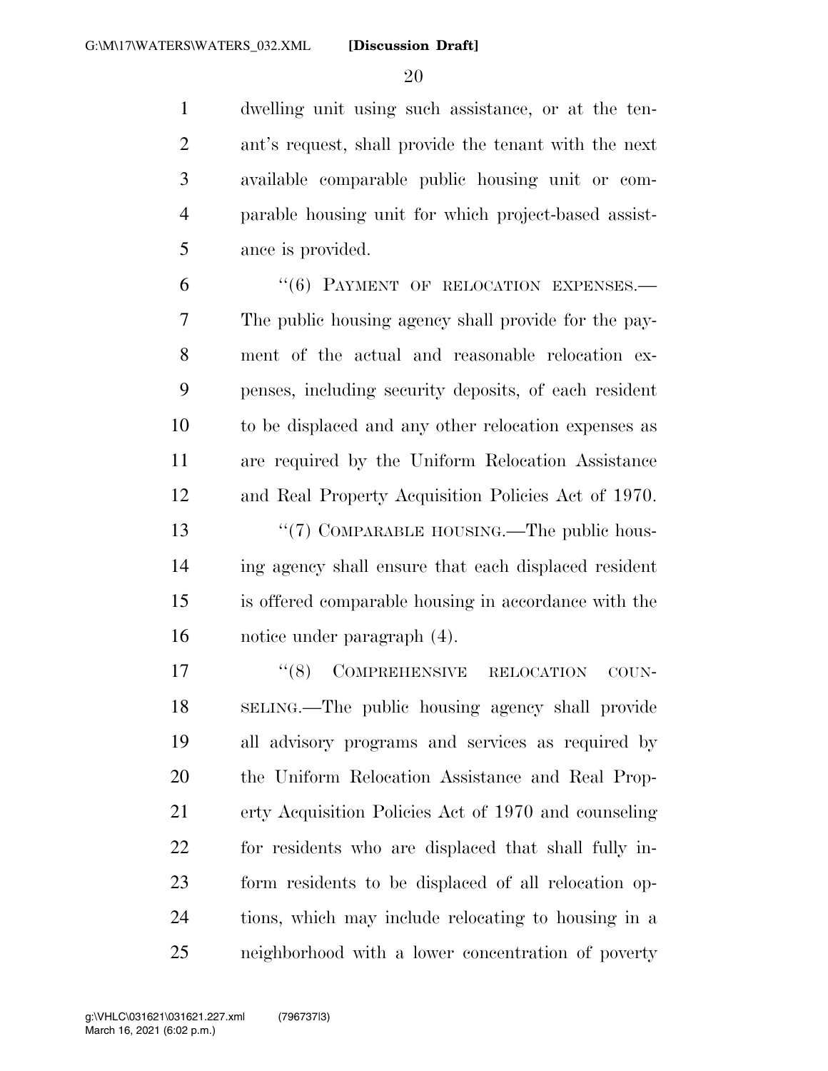dwelling unit using such assistance, or at the tenant's request, shall provide the tenant with the next available comparable public housing unit or comparable housing unit for which project-based assistance is provided.

"(6) PAYMENT OF RELOCATION EXPENSES.—The public housing agency shall provide for the payment of the actual and reasonable relocation expenses, including security deposits, of each resident to be displaced and any other relocation expenses as are required by the Uniform Relocation Assistance and Real Property Acquisition Policies Act of 1970.

"(7) COMPARABLE HOUSING.—The public housing agency shall ensure that each displaced resident is offered comparable housing in accordance with the notice under paragraph (4).

"(8) COMPREHENSIVE RELOCATION COUNSELING.—The public housing agency shall provide all advisory programs and services as required by the Uniform Relocation Assistance and Real Property Acquisition Policies Act of 1970 and counseling for residents who are displaced that shall fully inform residents to be displaced of all relocation options, which may include relocating to housing in a neighborhood with a lower concentration of poverty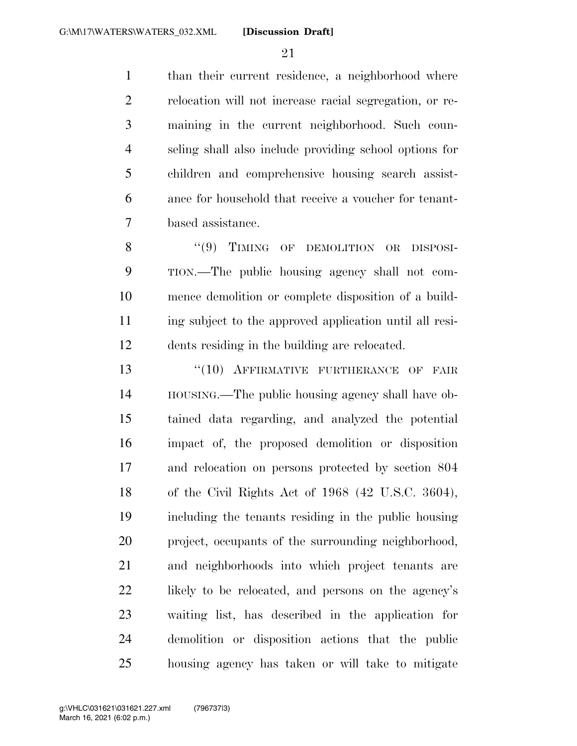than their current residence, a neighborhood where relocation will not increase racial segregation, or remaining in the current neighborhood. Such counseling shall also include providing school options for children and comprehensive housing search assistance for household that receive a voucher for tenant-based assistance.

"(9) TIMING OF DEMOLITION OR DISPOSITION.—The public housing agency shall not commence demolition or complete disposition of a building subject to the approved application until all residents residing in the building are relocated.

"(10) AFFIRMATIVE FURTHERANCE OF FAIR HOUSING.—The public housing agency shall have obtained data regarding, and analyzed the potential impact of, the proposed demolition or disposition and relocation on persons protected by section 804 of the Civil Rights Act of 1968 (42 U.S.C. 3604), including the tenants residing in the public housing project, occupants of the surrounding neighborhood, and neighborhoods into which project tenants are likely to be relocated, and persons on the agency's waiting list, has described in the application for demolition or disposition actions that the public housing agency has taken or will take to mitigate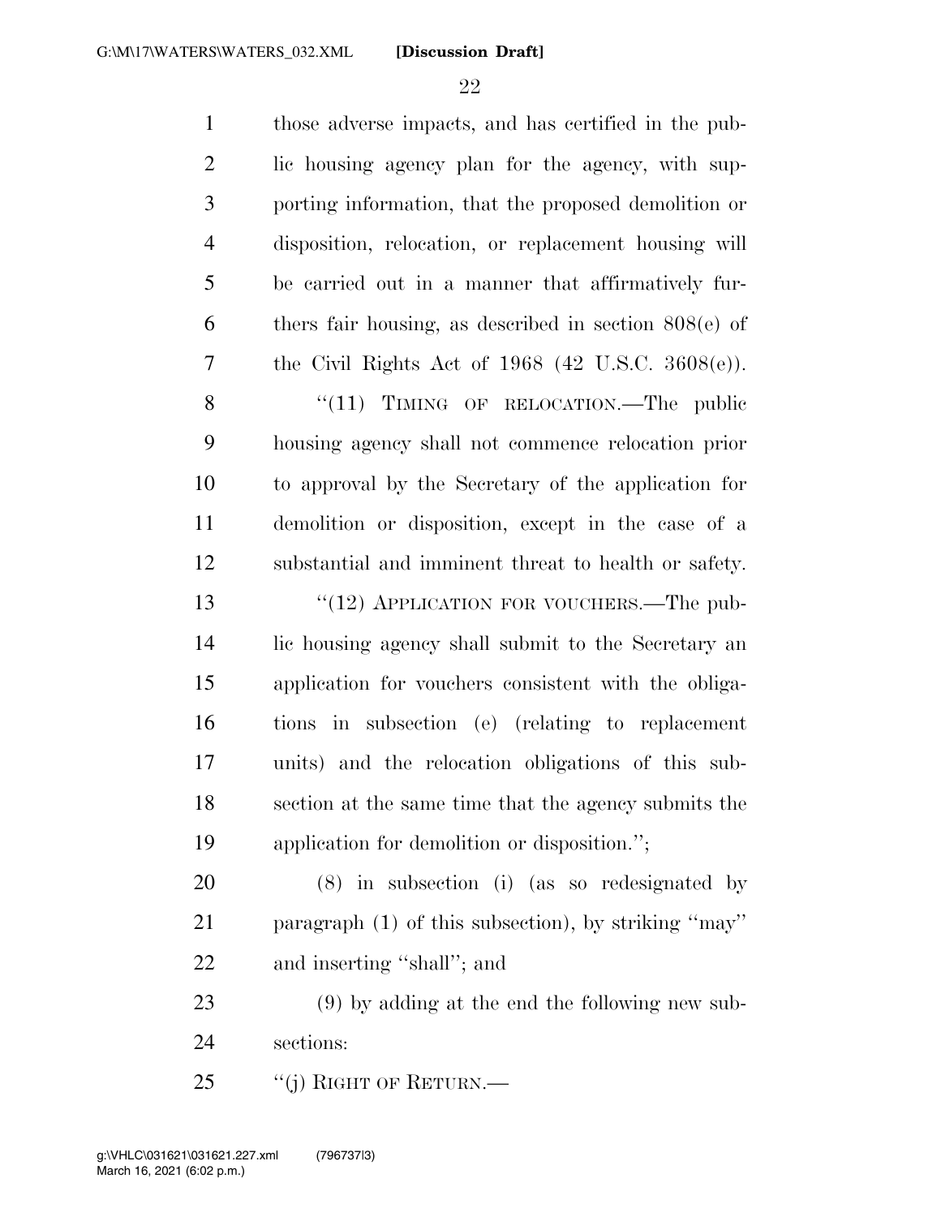those adverse impacts, and has certified in the public housing agency plan for the agency, with supporting information, that the proposed demolition or disposition, relocation, or replacement housing will be carried out in a manner that affirmatively furthers fair housing, as described in section 808(e) of the Civil Rights Act of 1968 (42 U.S.C. 3608(e)).

"(11) TIMING OF RELOCATION.—The public housing agency shall not commence relocation prior to approval by the Secretary of the application for demolition or disposition, except in the case of a substantial and imminent threat to health or safety.

"(12) APPLICATION FOR VOUCHERS.—The public housing agency shall submit to the Secretary an application for vouchers consistent with the obligations in subsection (e) (relating to replacement units) and the relocation obligations of this subsection at the same time that the agency submits the application for demolition or disposition.";

(8) in subsection (i) (as so redesignated by paragraph (1) of this subsection), by striking "may" and inserting "shall"; and

(9) by adding at the end the following new subsections:

"(j) RIGHT OF RETURN.—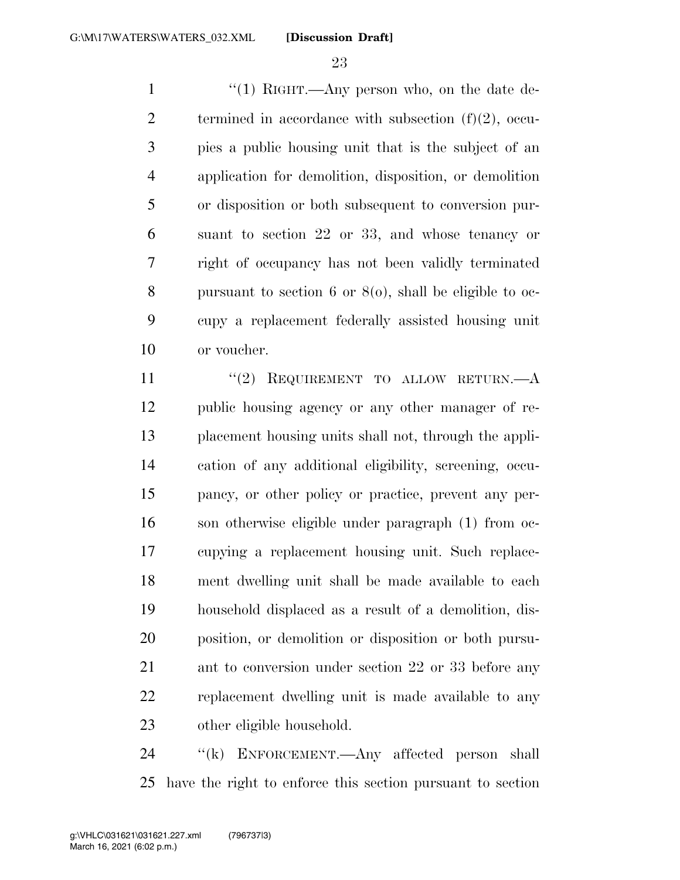"(1) RIGHT.—Any person who, on the date determined in accordance with subsection (f)(2), occupies a public housing unit that is the subject of an application for demolition, disposition, or demolition or disposition or both subsequent to conversion pursuant to section 22 or 33, and whose tenancy or right of occupancy has not been validly terminated pursuant to section 6 or 8(o), shall be eligible to occupy a replacement federally assisted housing unit or voucher.

"(2) REQUIREMENT TO ALLOW RETURN.—A public housing agency or any other manager of replacement housing units shall not, through the application of any additional eligibility, screening, occupancy, or other policy or practice, prevent any person otherwise eligible under paragraph (1) from occupying a replacement housing unit. Such replacement dwelling unit shall be made available to each household displaced as a result of a demolition, disposition, or demolition or disposition or both pursuant to conversion under section 22 or 33 before any replacement dwelling unit is made available to any other eligible household.

"(k) ENFORCEMENT.—Any affected person shall have the right to enforce this section pursuant to section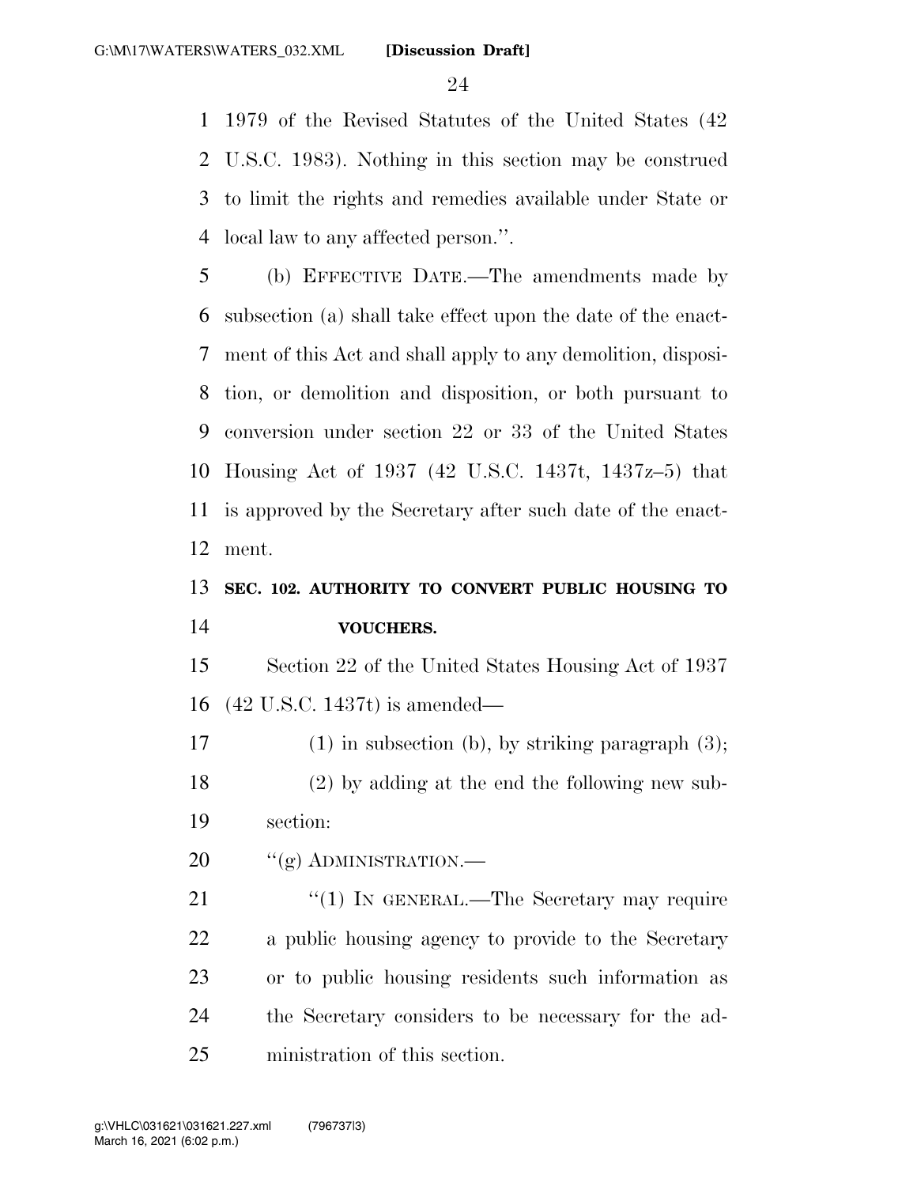1979 of the Revised Statutes of the United States (42 U.S.C. 1983). Nothing in this section may be construed to limit the rights and remedies available under State or local law to any affected person.''.

(b) EFFECTIVE DATE.—The amendments made by subsection (a) shall take effect upon the date of the enactment of this Act and shall apply to any demolition, disposition, or demolition and disposition, or both pursuant to conversion under section 22 or 33 of the United States Housing Act of 1937 (42 U.S.C. 1437t, 1437z–5) that is approved by the Secretary after such date of the enactment.

**SEC. 102. AUTHORITY TO CONVERT PUBLIC HOUSING TO VOUCHERS.**

Section 22 of the United States Housing Act of 1937 (42 U.S.C. 1437t) is amended—

(1) in subsection (b), by striking paragraph (3);

(2) by adding at the end the following new subsection:

''(g) ADMINISTRATION.—

''(1) IN GENERAL.—The Secretary may require a public housing agency to provide to the Secretary or to public housing residents such information as the Secretary considers to be necessary for the administration of this section.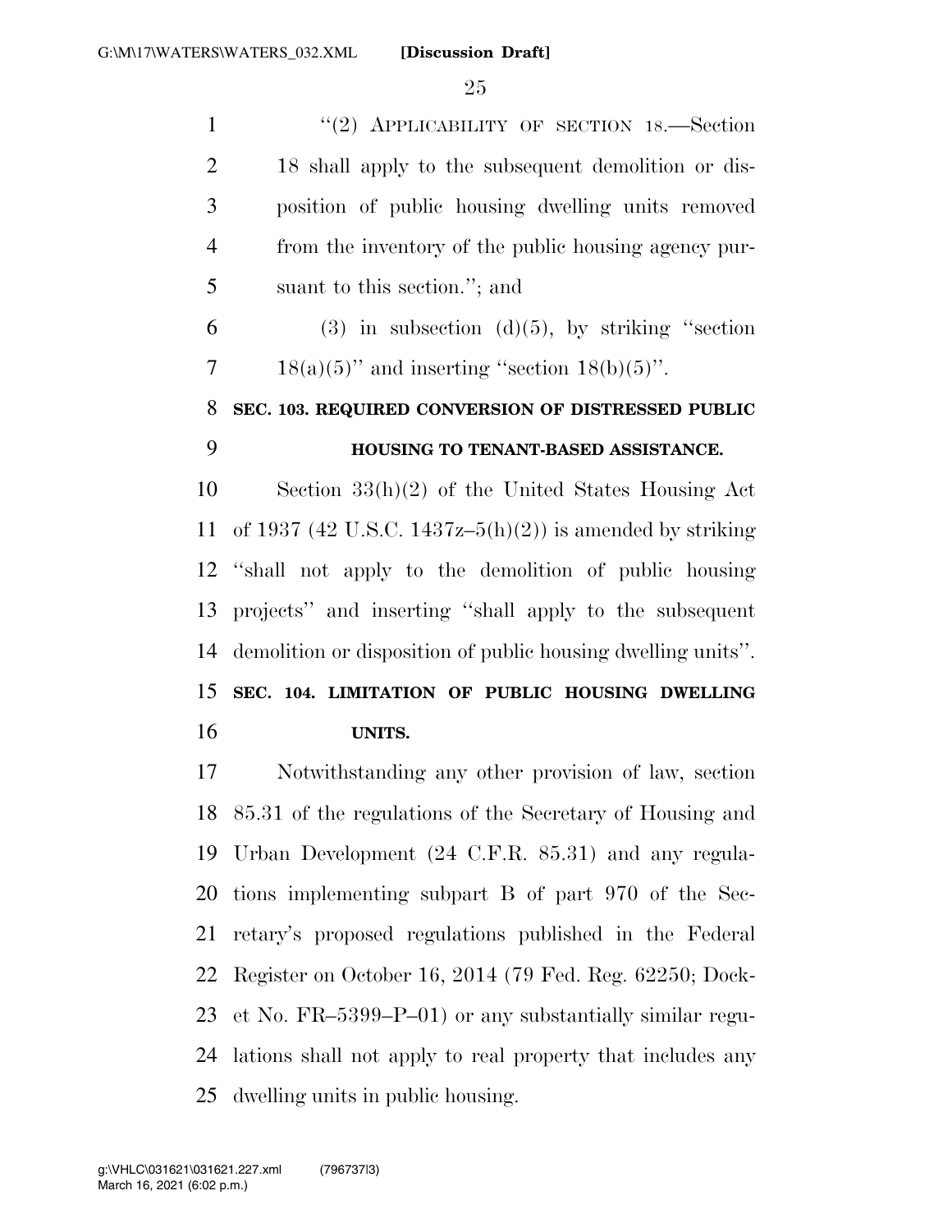"(2) APPLICABILITY OF SECTION 18.—Section 18 shall apply to the subsequent demolition or disposition of public housing dwelling units removed from the inventory of the public housing agency pursuant to this section."; and

(3) in subsection (d)(5), by striking "section 18(a)(5)" and inserting "section 18(b)(5)".

**SEC. 103. REQUIRED CONVERSION OF DISTRESSED PUBLIC HOUSING TO TENANT-BASED ASSISTANCE.**

Section 33(h)(2) of the United States Housing Act of 1937 (42 U.S.C. 1437z–5(h)(2)) is amended by striking "shall not apply to the demolition of public housing projects" and inserting "shall apply to the subsequent demolition or disposition of public housing dwelling units".

**SEC. 104. LIMITATION OF PUBLIC HOUSING DWELLING UNITS.**

Notwithstanding any other provision of law, section 85.31 of the regulations of the Secretary of Housing and Urban Development (24 C.F.R. 85.31) and any regulations implementing subpart B of part 970 of the Secretary's proposed regulations published in the Federal Register on October 16, 2014 (79 Fed. Reg. 62250; Docket No. FR–5399–P–01) or any substantially similar regulations shall not apply to real property that includes any dwelling units in public housing.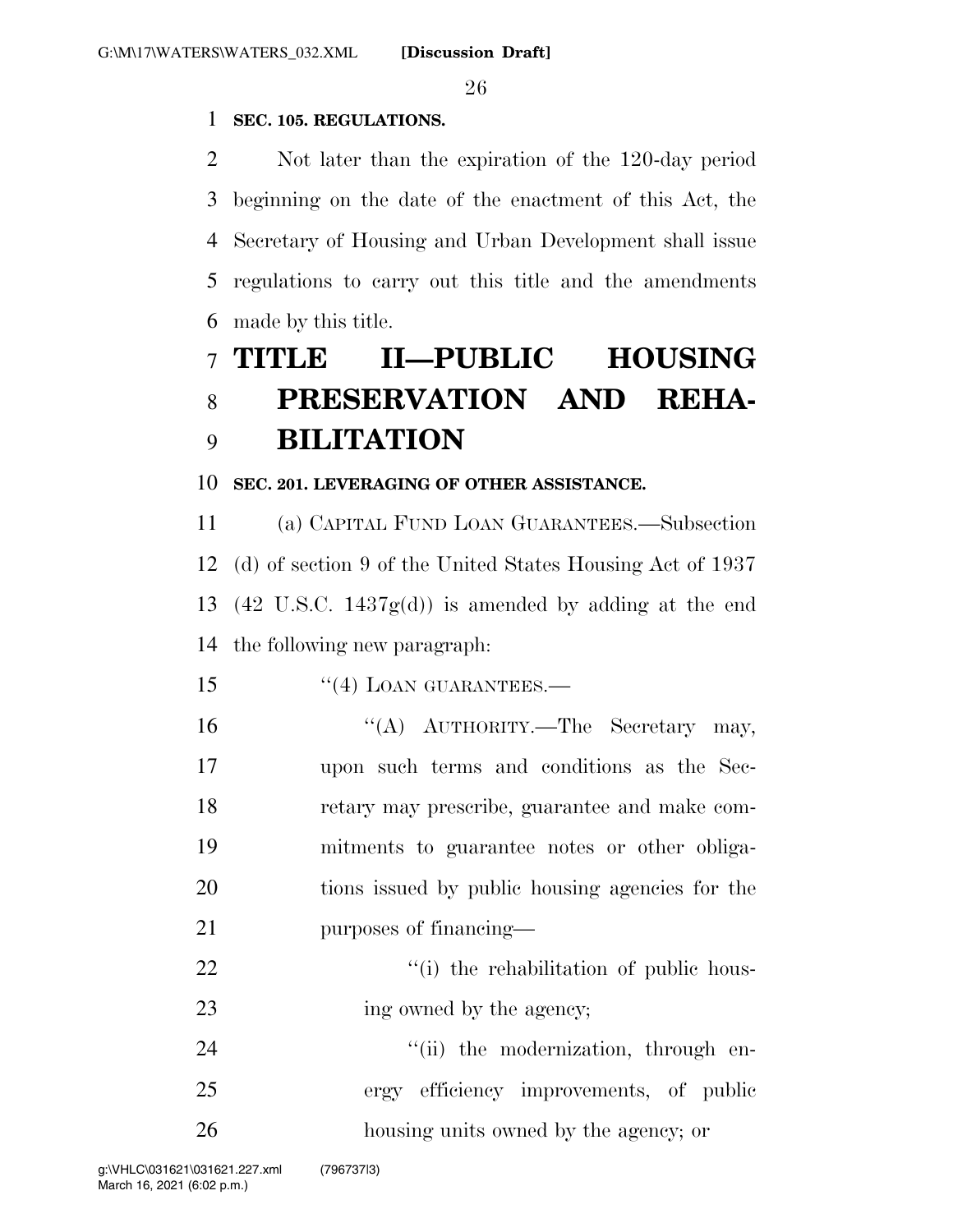**SEC. 105. REGULATIONS.**

Not later than the expiration of the 120-day period beginning on the date of the enactment of this Act, the Secretary of Housing and Urban Development shall issue regulations to carry out this title and the amendments made by this title.

# TITLE II—PUBLIC HOUSING PRESERVATION AND REHABILITATION

**SEC. 201. LEVERAGING OF OTHER ASSISTANCE.**

(a) CAPITAL FUND LOAN GUARANTEES.—Subsection (d) of section 9 of the United States Housing Act of 1937 (42 U.S.C. 1437g(d)) is amended by adding at the end the following new paragraph:

"(4) LOAN GUARANTEES.—

"(A) AUTHORITY.—The Secretary may, upon such terms and conditions as the Secretary may prescribe, guarantee and make commitments to guarantee notes or other obligations issued by public housing agencies for the purposes of financing—

"(i) the rehabilitation of public housing owned by the agency;

"(ii) the modernization, through energy efficiency improvements, of public housing units owned by the agency; or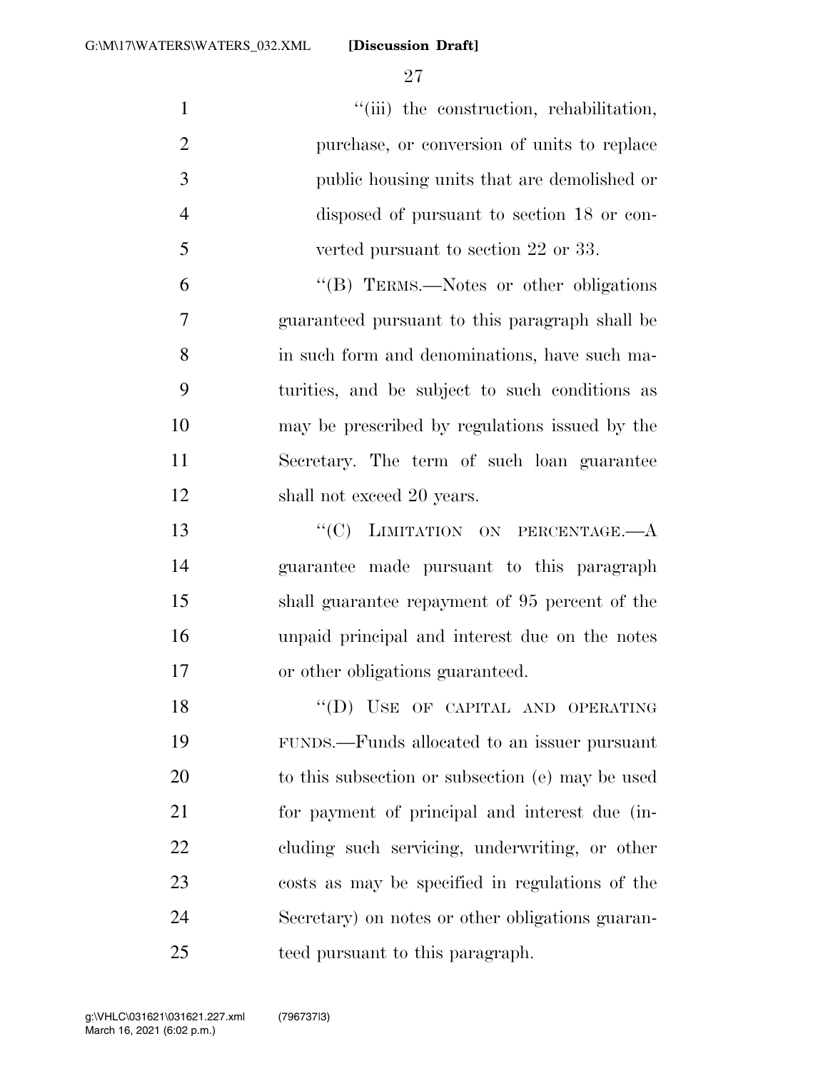"(iii) the construction, rehabilitation, purchase, or conversion of units to replace public housing units that are demolished or disposed of pursuant to section 18 or converted pursuant to section 22 or 33.

"(B) TERMS.—Notes or other obligations guaranteed pursuant to this paragraph shall be in such form and denominations, have such maturities, and be subject to such conditions as may be prescribed by regulations issued by the Secretary. The term of such loan guarantee shall not exceed 20 years.

"(C) LIMITATION ON PERCENTAGE.—A guarantee made pursuant to this paragraph shall guarantee repayment of 95 percent of the unpaid principal and interest due on the notes or other obligations guaranteed.

"(D) USE OF CAPITAL AND OPERATING FUNDS.—Funds allocated to an issuer pursuant to this subsection or subsection (e) may be used for payment of principal and interest due (including such servicing, underwriting, or other costs as may be specified in regulations of the Secretary) on notes or other obligations guaranteed pursuant to this paragraph.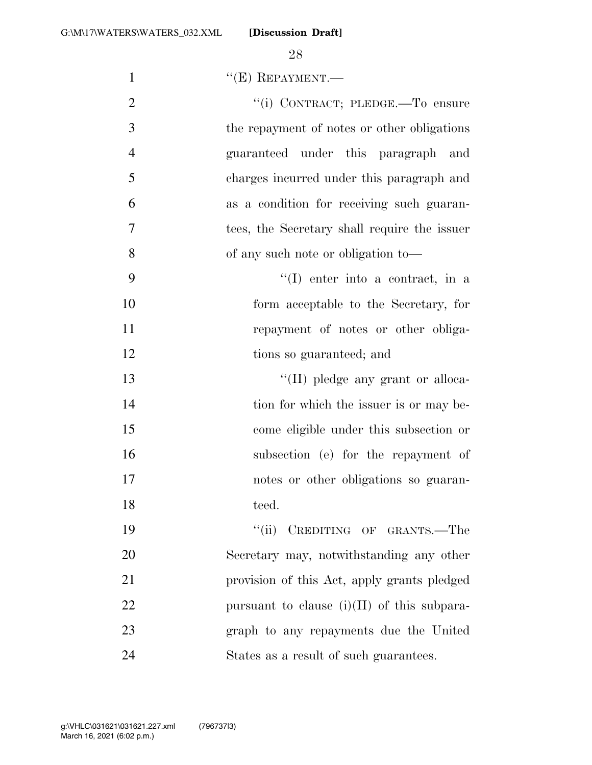''(E) REPAYMENT.—

''(i) CONTRACT; PLEDGE.—To ensure the repayment of notes or other obligations guaranteed under this paragraph and charges incurred under this paragraph and as a condition for receiving such guarantees, the Secretary shall require the issuer of any such note or obligation to—

''(I) enter into a contract, in a form acceptable to the Secretary, for repayment of notes or other obligations so guaranteed; and

''(II) pledge any grant or allocation for which the issuer is or may become eligible under this subsection or subsection (e) for the repayment of notes or other obligations so guaranteed.

''(ii) CREDITING OF GRANTS.—The Secretary may, notwithstanding any other provision of this Act, apply grants pledged pursuant to clause (i)(II) of this subparagraph to any repayments due the United States as a result of such guarantees.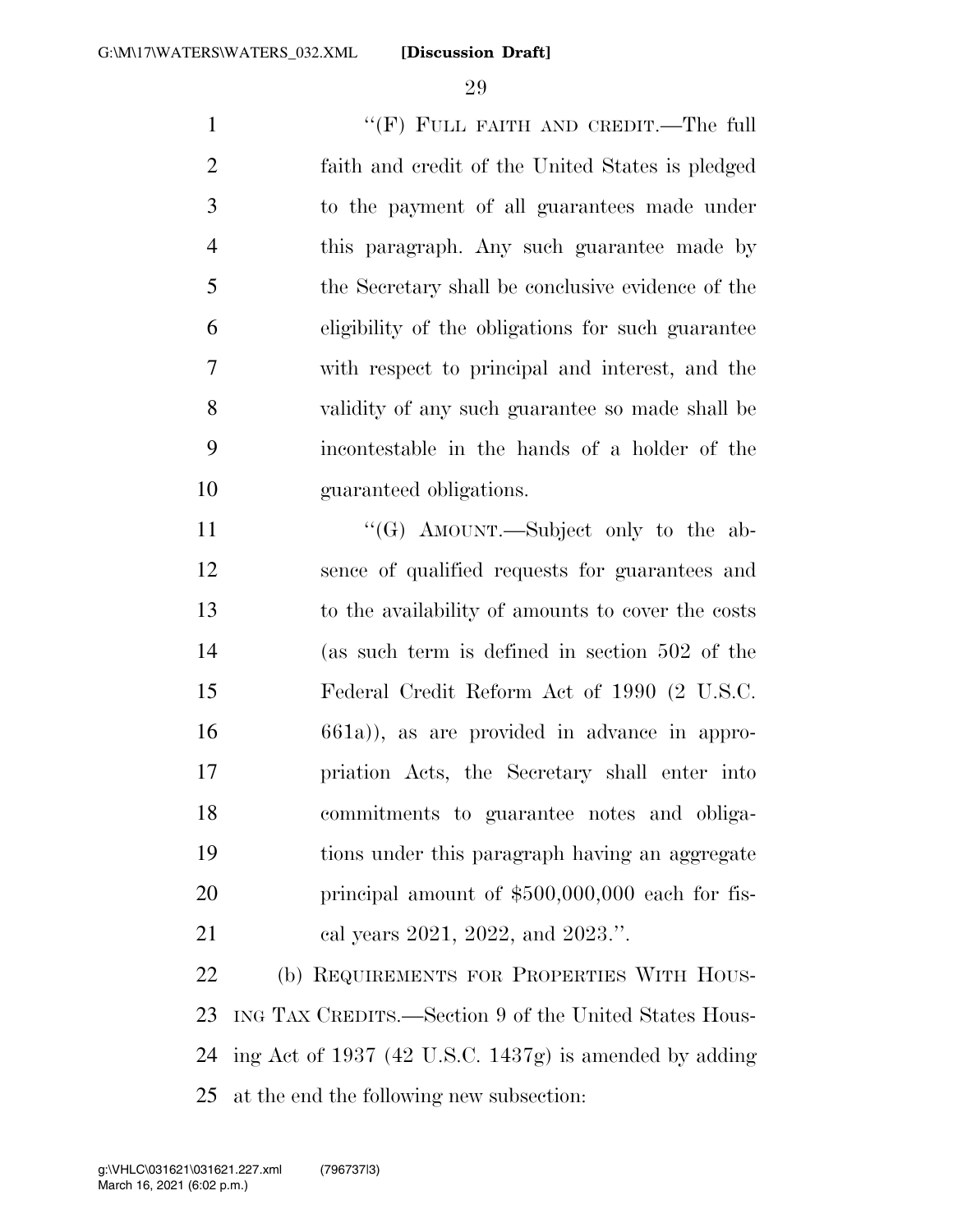"(F) FULL FAITH AND CREDIT.—The full faith and credit of the United States is pledged to the payment of all guarantees made under this paragraph. Any such guarantee made by the Secretary shall be conclusive evidence of the eligibility of the obligations for such guarantee with respect to principal and interest, and the validity of any such guarantee so made shall be incontestable in the hands of a holder of the guaranteed obligations.

"(G) AMOUNT.—Subject only to the absence of qualified requests for guarantees and to the availability of amounts to cover the costs (as such term is defined in section 502 of the Federal Credit Reform Act of 1990 (2 U.S.C. 661a)), as are provided in advance in appropriation Acts, the Secretary shall enter into commitments to guarantee notes and obligations under this paragraph having an aggregate principal amount of $500,000,000 each for fiscal years 2021, 2022, and 2023.".

(b) REQUIREMENTS FOR PROPERTIES WITH HOUSING TAX CREDITS.—Section 9 of the United States Housing Act of 1937 (42 U.S.C. 1437g) is amended by adding at the end the following new subsection: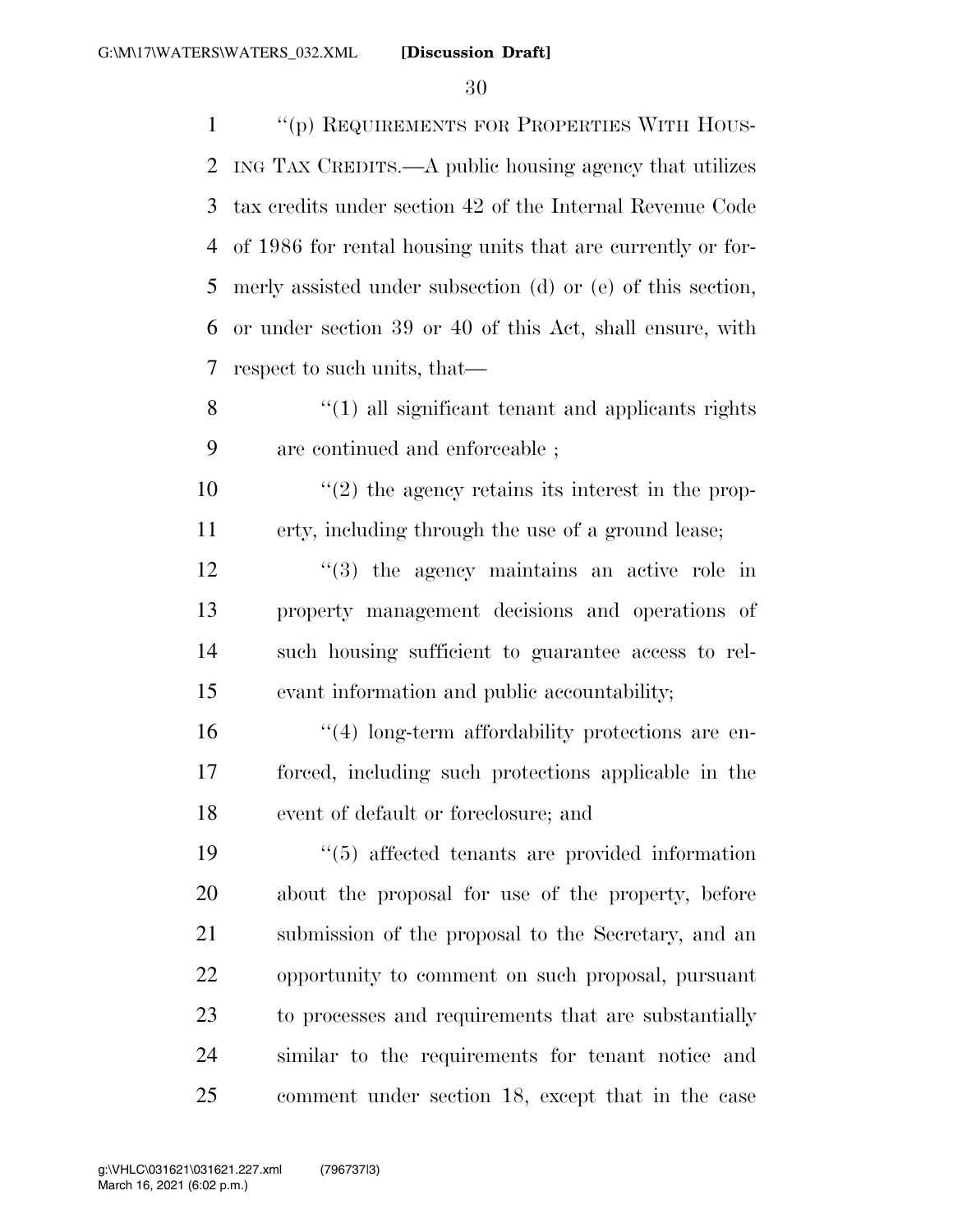''(p) REQUIREMENTS FOR PROPERTIES WITH HOUSING TAX CREDITS.—A public housing agency that utilizes tax credits under section 42 of the Internal Revenue Code of 1986 for rental housing units that are currently or formerly assisted under subsection (d) or (e) of this section, or under section 39 or 40 of this Act, shall ensure, with respect to such units, that—

''(1) all significant tenant and applicants rights are continued and enforceable ;

''(2) the agency retains its interest in the property, including through the use of a ground lease;

''(3) the agency maintains an active role in property management decisions and operations of such housing sufficient to guarantee access to relevant information and public accountability;

''(4) long-term affordability protections are enforced, including such protections applicable in the event of default or foreclosure; and

''(5) affected tenants are provided information about the proposal for use of the property, before submission of the proposal to the Secretary, and an opportunity to comment on such proposal, pursuant to processes and requirements that are substantially similar to the requirements for tenant notice and comment under section 18, except that in the case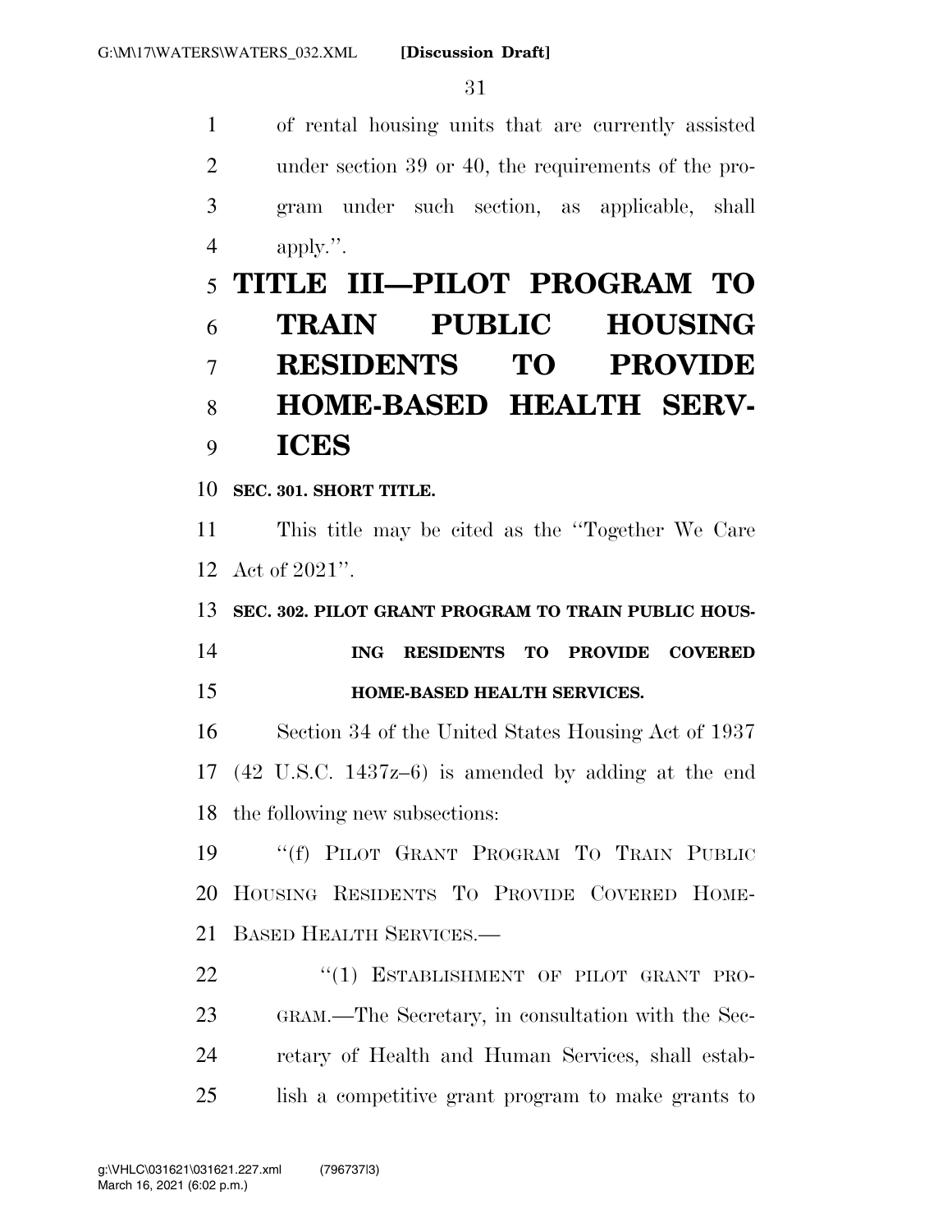of rental housing units that are currently assisted under section 39 or 40, the requirements of the program under such section, as applicable, shall apply.''.

# TITLE III—PILOT PROGRAM TO TRAIN PUBLIC HOUSING RESIDENTS TO PROVIDE HOME-BASED HEALTH SERVICES

**SEC. 301. SHORT TITLE.**

This title may be cited as the ''Together We Care Act of 2021''.

**SEC. 302. PILOT GRANT PROGRAM TO TRAIN PUBLIC HOUSING RESIDENTS TO PROVIDE COVERED HOME-BASED HEALTH SERVICES.**

Section 34 of the United States Housing Act of 1937 (42 U.S.C. 1437z–6) is amended by adding at the end the following new subsections:

''(f) PILOT GRANT PROGRAM TO TRAIN PUBLIC HOUSING RESIDENTS TO PROVIDE COVERED HOME-BASED HEALTH SERVICES.—

''(1) ESTABLISHMENT OF PILOT GRANT PROGRAM.—The Secretary, in consultation with the Secretary of Health and Human Services, shall establish a competitive grant program to make grants to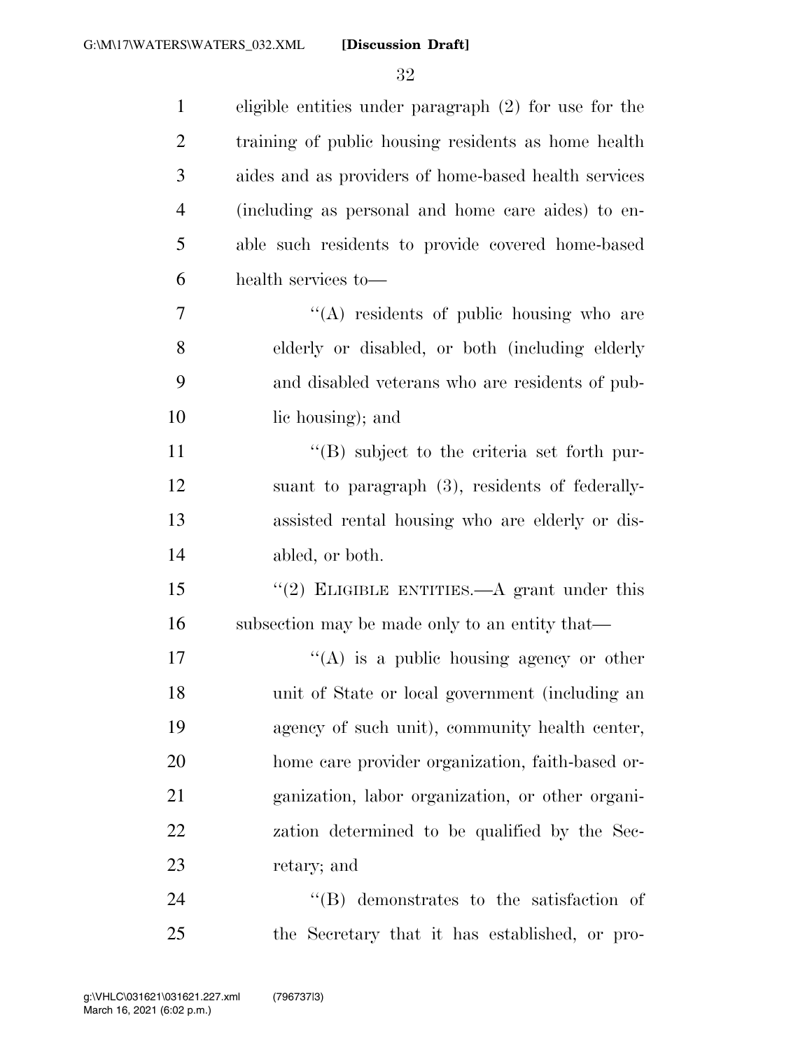eligible entities under paragraph (2) for use for the training of public housing residents as home health aides and as providers of home-based health services (including as personal and home care aides) to enable such residents to provide covered home-based health services to—

''(A) residents of public housing who are elderly or disabled, or both (including elderly and disabled veterans who are residents of public housing); and

''(B) subject to the criteria set forth pursuant to paragraph (3), residents of federally-assisted rental housing who are elderly or disabled, or both.

''(2) ELIGIBLE ENTITIES.—A grant under this subsection may be made only to an entity that—

''(A) is a public housing agency or other unit of State or local government (including an agency of such unit), community health center, home care provider organization, faith-based organization, labor organization, or other organization determined to be qualified by the Secretary; and

''(B) demonstrates to the satisfaction of the Secretary that it has established, or pro-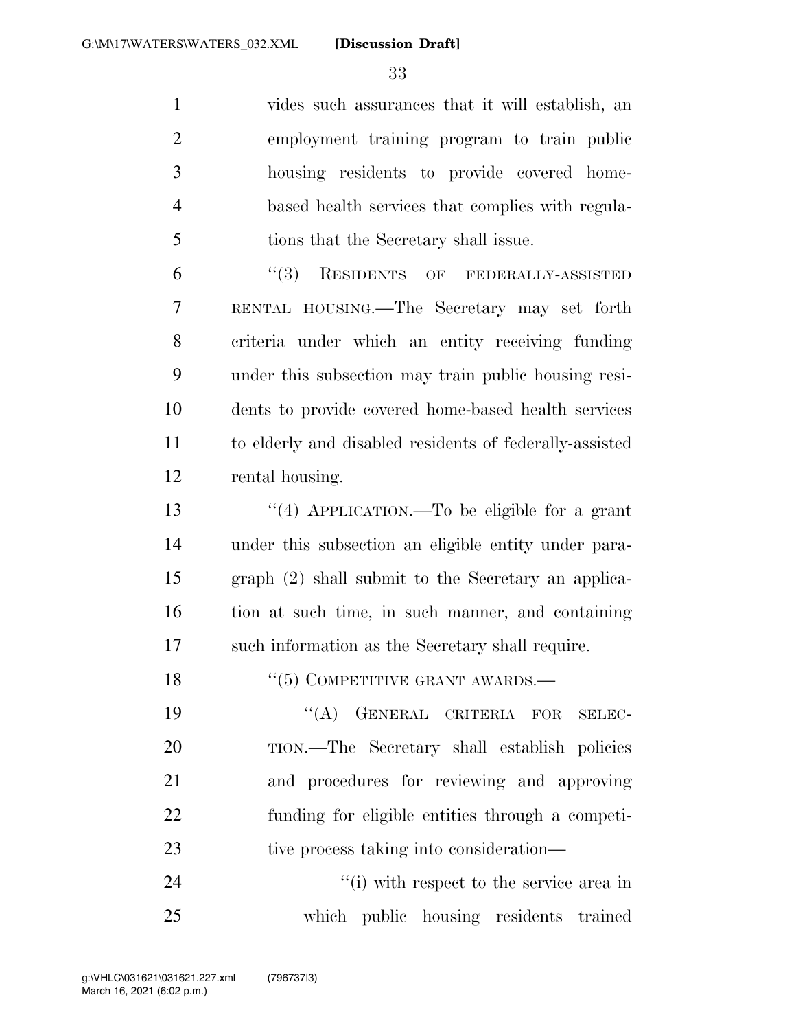vides such assurances that it will establish, an employment training program to train public housing residents to provide covered home-based health services that complies with regulations that the Secretary shall issue.

"(3) RESIDENTS OF FEDERALLY-ASSISTED RENTAL HOUSING.—The Secretary may set forth criteria under which an entity receiving funding under this subsection may train public housing residents to provide covered home-based health services to elderly and disabled residents of federally-assisted rental housing.

"(4) APPLICATION.—To be eligible for a grant under this subsection an eligible entity under paragraph (2) shall submit to the Secretary an application at such time, in such manner, and containing such information as the Secretary shall require.

"(5) COMPETITIVE GRANT AWARDS.—

"(A) GENERAL CRITERIA FOR SELECTION.—The Secretary shall establish policies and procedures for reviewing and approving funding for eligible entities through a competitive process taking into consideration—

"(i) with respect to the service area in which public housing residents trained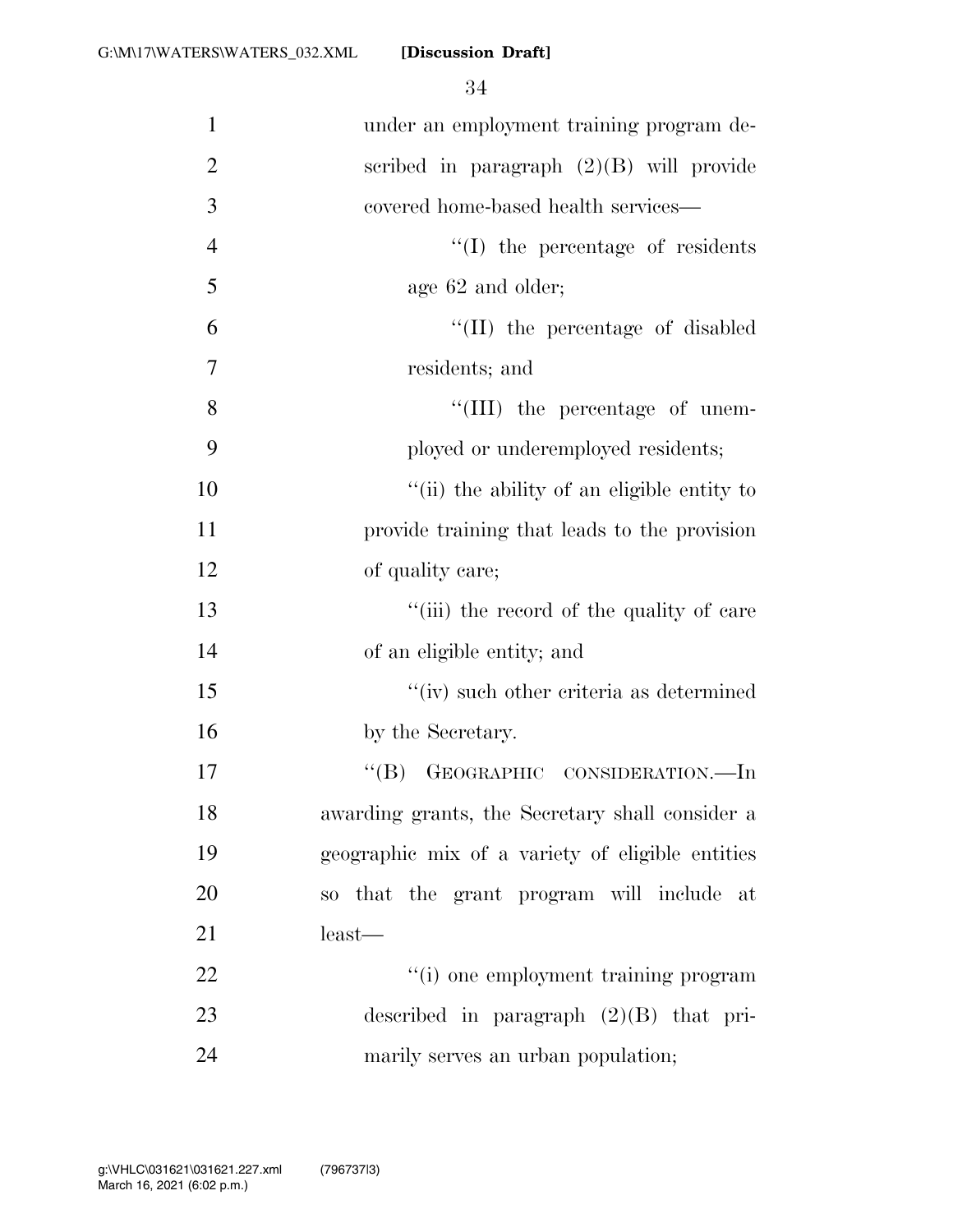under an employment training program described in paragraph (2)(B) will provide covered home-based health services—

“(I) the percentage of residents age 62 and older;

“(II) the percentage of disabled residents; and

“(III) the percentage of unemployed or underemployed residents;

“(ii) the ability of an eligible entity to provide training that leads to the provision of quality care;

“(iii) the record of the quality of care of an eligible entity; and

“(iv) such other criteria as determined by the Secretary.

“(B) GEOGRAPHIC CONSIDERATION.—In awarding grants, the Secretary shall consider a geographic mix of a variety of eligible entities so that the grant program will include at least—

“(i) one employment training program described in paragraph (2)(B) that primarily serves an urban population;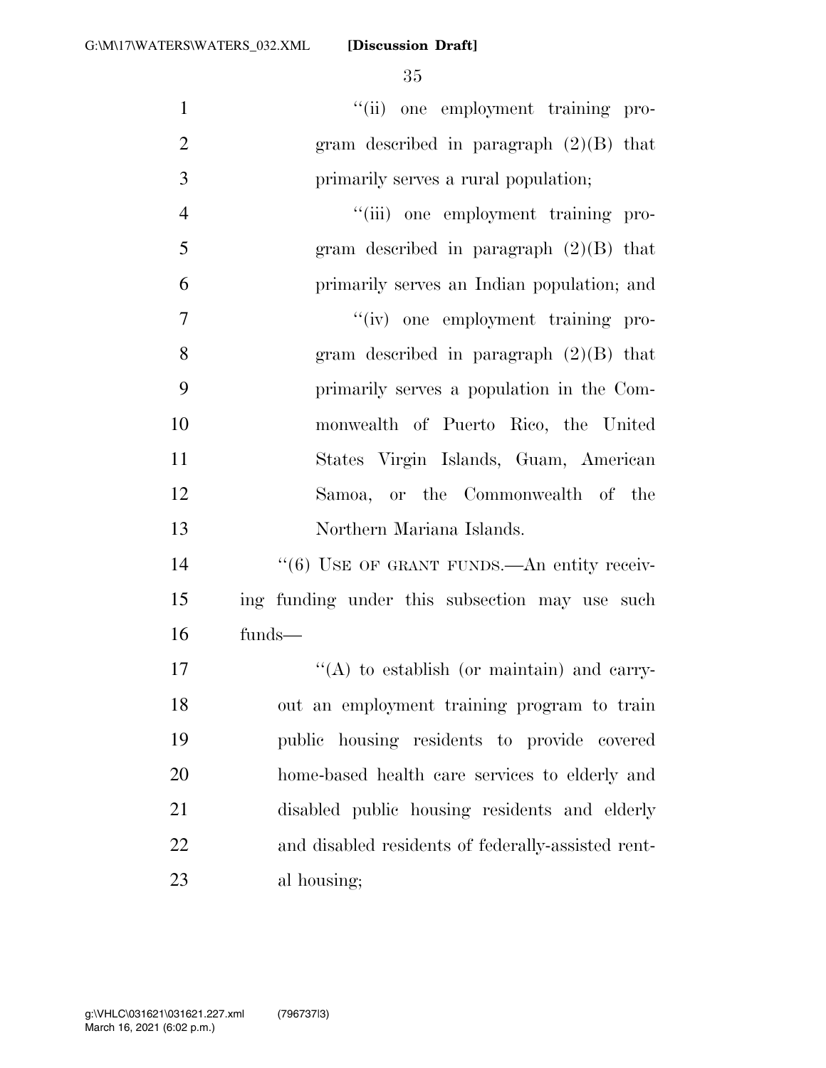''(ii) one employment training program described in paragraph (2)(B) that primarily serves a rural population;

''(iii) one employment training program described in paragraph (2)(B) that primarily serves an Indian population; and

''(iv) one employment training program described in paragraph (2)(B) that primarily serves a population in the Commonwealth of Puerto Rico, the United States Virgin Islands, Guam, American Samoa, or the Commonwealth of the Northern Mariana Islands.

''(6) USE OF GRANT FUNDS.—An entity receiving funding under this subsection may use such funds—

''(A) to establish (or maintain) and carry-out an employment training program to train public housing residents to provide covered home-based health care services to elderly and disabled public housing residents and elderly and disabled residents of federally-assisted rental housing;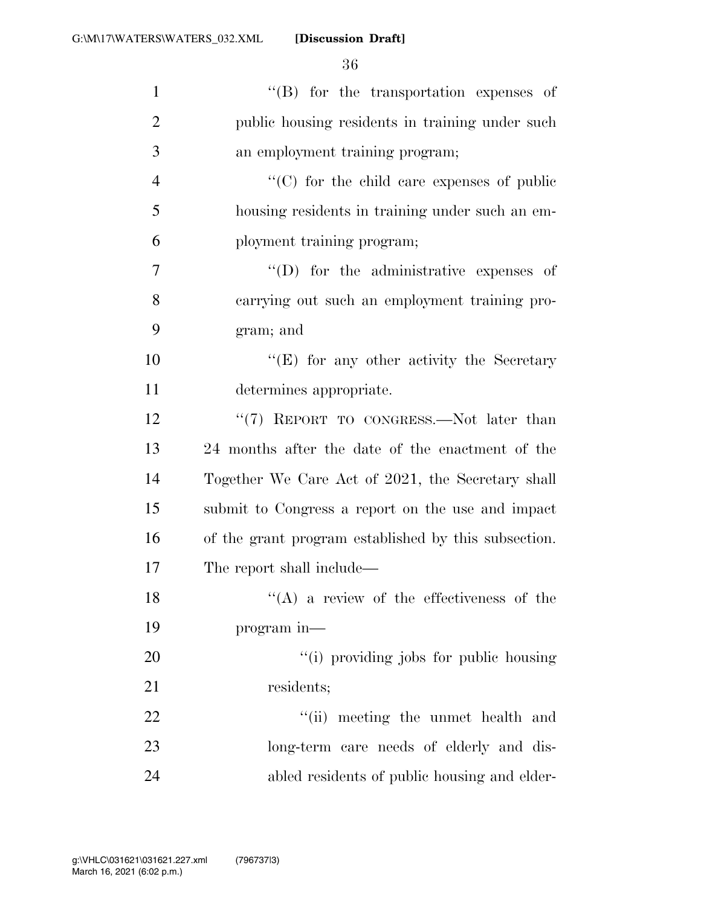''(B) for the transportation expenses of public housing residents in training under such an employment training program;

''(C) for the child care expenses of public housing residents in training under such an employment training program;

''(D) for the administrative expenses of carrying out such an employment training program; and

''(E) for any other activity the Secretary determines appropriate.

''(7) REPORT TO CONGRESS.—Not later than 24 months after the date of the enactment of the Together We Care Act of 2021, the Secretary shall submit to Congress a report on the use and impact of the grant program established by this subsection. The report shall include—

''(A) a review of the effectiveness of the program in—

''(i) providing jobs for public housing residents;

''(ii) meeting the unmet health and long-term care needs of elderly and disabled residents of public housing and elder-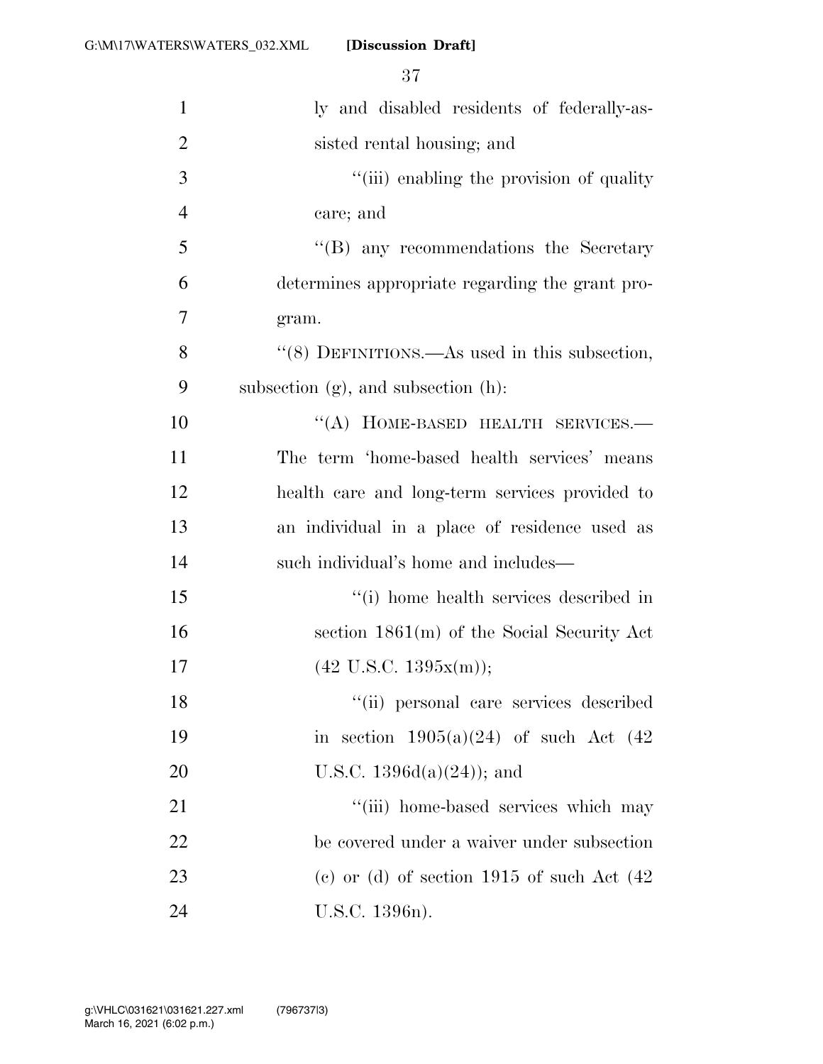ly and disabled residents of federally-assisted rental housing; and

''(iii) enabling the provision of quality care; and

''(B) any recommendations the Secretary determines appropriate regarding the grant program.

''(8) DEFINITIONS.—As used in this subsection, subsection (g), and subsection (h):

''(A) HOME-BASED HEALTH SERVICES.—The term 'home-based health services' means health care and long-term services provided to an individual in a place of residence used as such individual's home and includes—

''(i) home health services described in section 1861(m) of the Social Security Act (42 U.S.C. 1395x(m));

''(ii) personal care services described in section 1905(a)(24) of such Act (42 U.S.C. 1396d(a)(24)); and

''(iii) home-based services which may be covered under a waiver under subsection (c) or (d) of section 1915 of such Act (42 U.S.C. 1396n).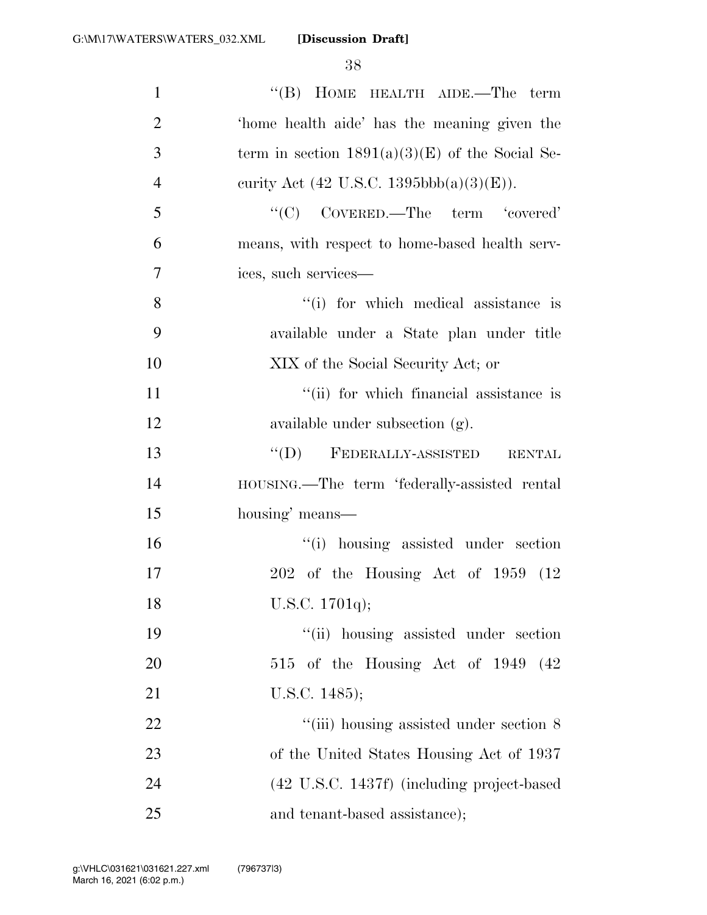''(B) HOME HEALTH AIDE.—The term 'home health aide' has the meaning given the term in section 1891(a)(3)(E) of the Social Security Act (42 U.S.C. 1395bbb(a)(3)(E)).

''(C) COVERED.—The term 'covered' means, with respect to home-based health services, such services—

''(i) for which medical assistance is available under a State plan under title XIX of the Social Security Act; or

''(ii) for which financial assistance is available under subsection (g).

''(D) FEDERALLY-ASSISTED RENTAL HOUSING.—The term 'federally-assisted rental housing' means—

''(i) housing assisted under section 202 of the Housing Act of 1959 (12 U.S.C. 1701q);

''(ii) housing assisted under section 515 of the Housing Act of 1949 (42 U.S.C. 1485);

''(iii) housing assisted under section 8 of the United States Housing Act of 1937 (42 U.S.C. 1437f) (including project-based and tenant-based assistance);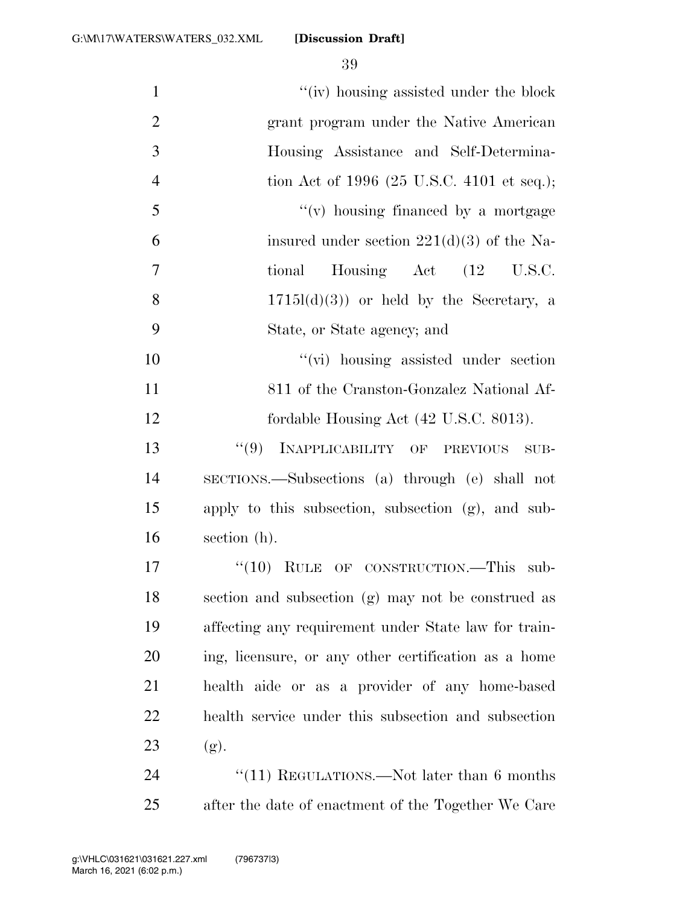"(iv) housing assisted under the block grant program under the Native American Housing Assistance and Self-Determination Act of 1996 (25 U.S.C. 4101 et seq.);

"(v) housing financed by a mortgage insured under section 221(d)(3) of the National Housing Act (12 U.S.C. 1715l(d)(3)) or held by the Secretary, a State, or State agency; and

"(vi) housing assisted under section 811 of the Cranston-Gonzalez National Affordable Housing Act (42 U.S.C. 8013).

"(9) INAPPLICABILITY OF PREVIOUS SUBSECTIONS.—Subsections (a) through (e) shall not apply to this subsection, subsection (g), and subsection (h).

"(10) RULE OF CONSTRUCTION.—This subsection and subsection (g) may not be construed as affecting any requirement under State law for training, licensure, or any other certification as a home health aide or as a provider of any home-based health service under this subsection and subsection (g).

"(11) REGULATIONS.—Not later than 6 months after the date of enactment of the Together We Care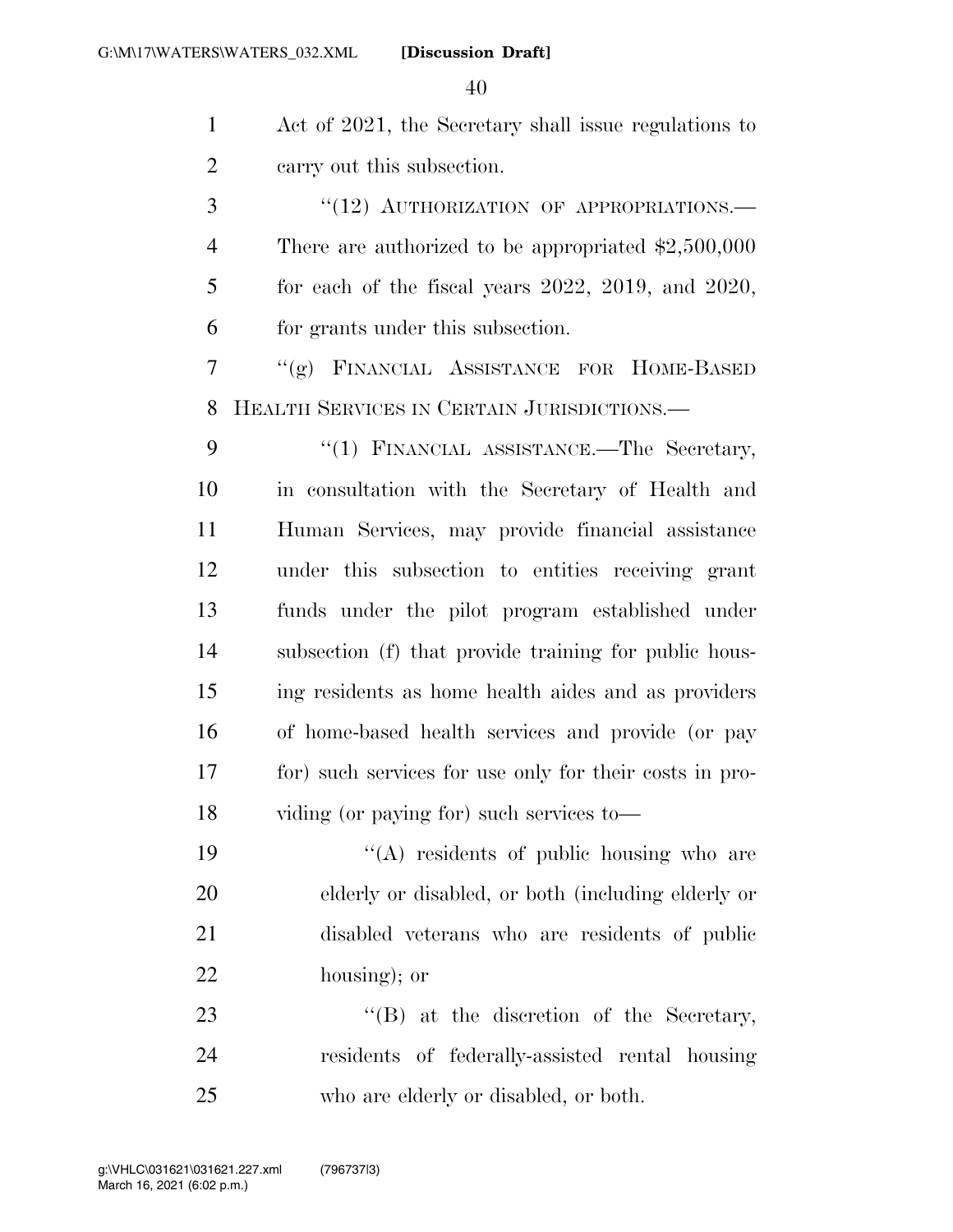Act of 2021, the Secretary shall issue regulations to carry out this subsection.

"(12) AUTHORIZATION OF APPROPRIATIONS.—There are authorized to be appropriated $2,500,000 for each of the fiscal years 2022, 2019, and 2020, for grants under this subsection.

"(g) FINANCIAL ASSISTANCE FOR HOME-BASED HEALTH SERVICES IN CERTAIN JURISDICTIONS.—

"(1) FINANCIAL ASSISTANCE.—The Secretary, in consultation with the Secretary of Health and Human Services, may provide financial assistance under this subsection to entities receiving grant funds under the pilot program established under subsection (f) that provide training for public housing residents as home health aides and as providers of home-based health services and provide (or pay for) such services for use only for their costs in providing (or paying for) such services to—

"(A) residents of public housing who are elderly or disabled, or both (including elderly or disabled veterans who are residents of public housing); or

"(B) at the discretion of the Secretary, residents of federally-assisted rental housing who are elderly or disabled, or both.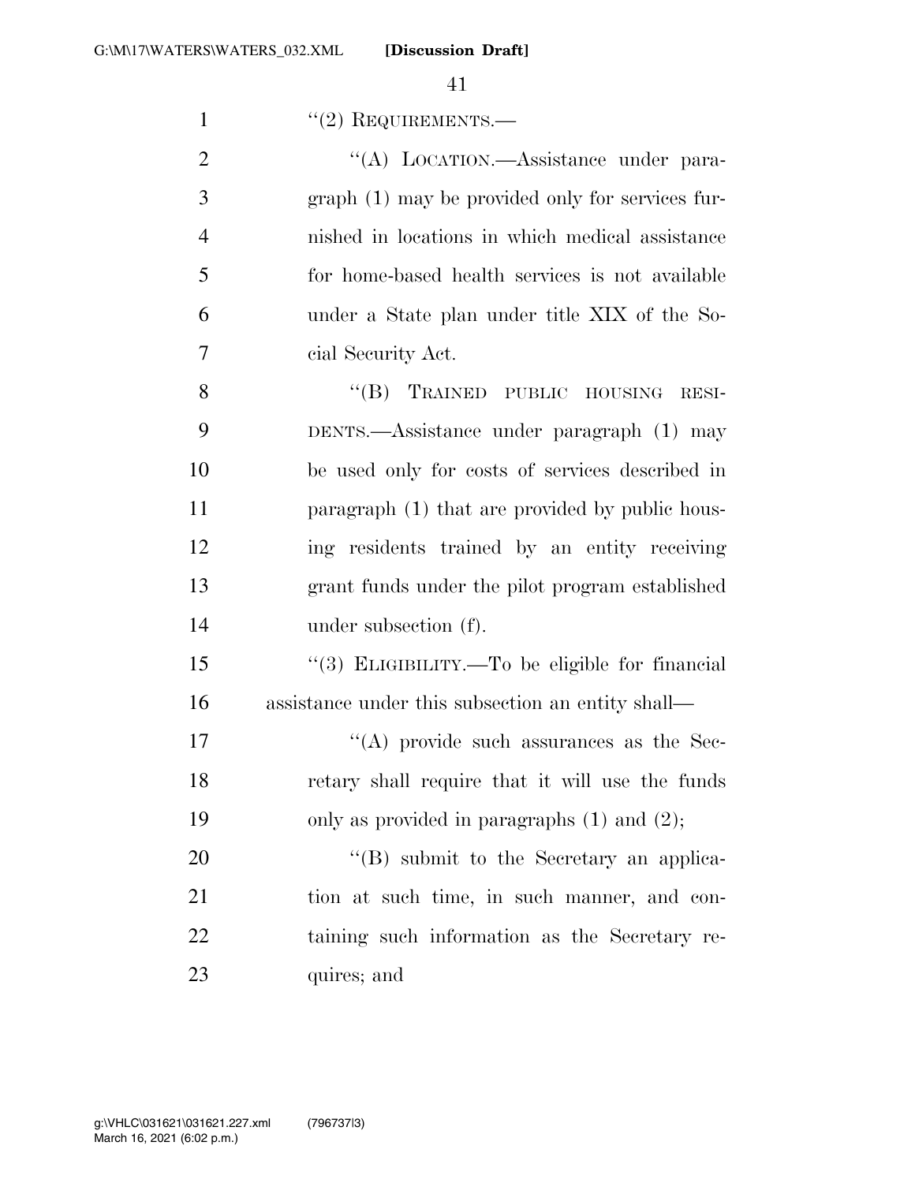"(2) REQUIREMENTS.—

"(A) LOCATION.—Assistance under paragraph (1) may be provided only for services furnished in locations in which medical assistance for home-based health services is not available under a State plan under title XIX of the Social Security Act.

"(B) TRAINED PUBLIC HOUSING RESIDENTS.—Assistance under paragraph (1) may be used only for costs of services described in paragraph (1) that are provided by public housing residents trained by an entity receiving grant funds under the pilot program established under subsection (f).

"(3) ELIGIBILITY.—To be eligible for financial assistance under this subsection an entity shall—

"(A) provide such assurances as the Secretary shall require that it will use the funds only as provided in paragraphs (1) and (2);

"(B) submit to the Secretary an application at such time, in such manner, and containing such information as the Secretary requires; and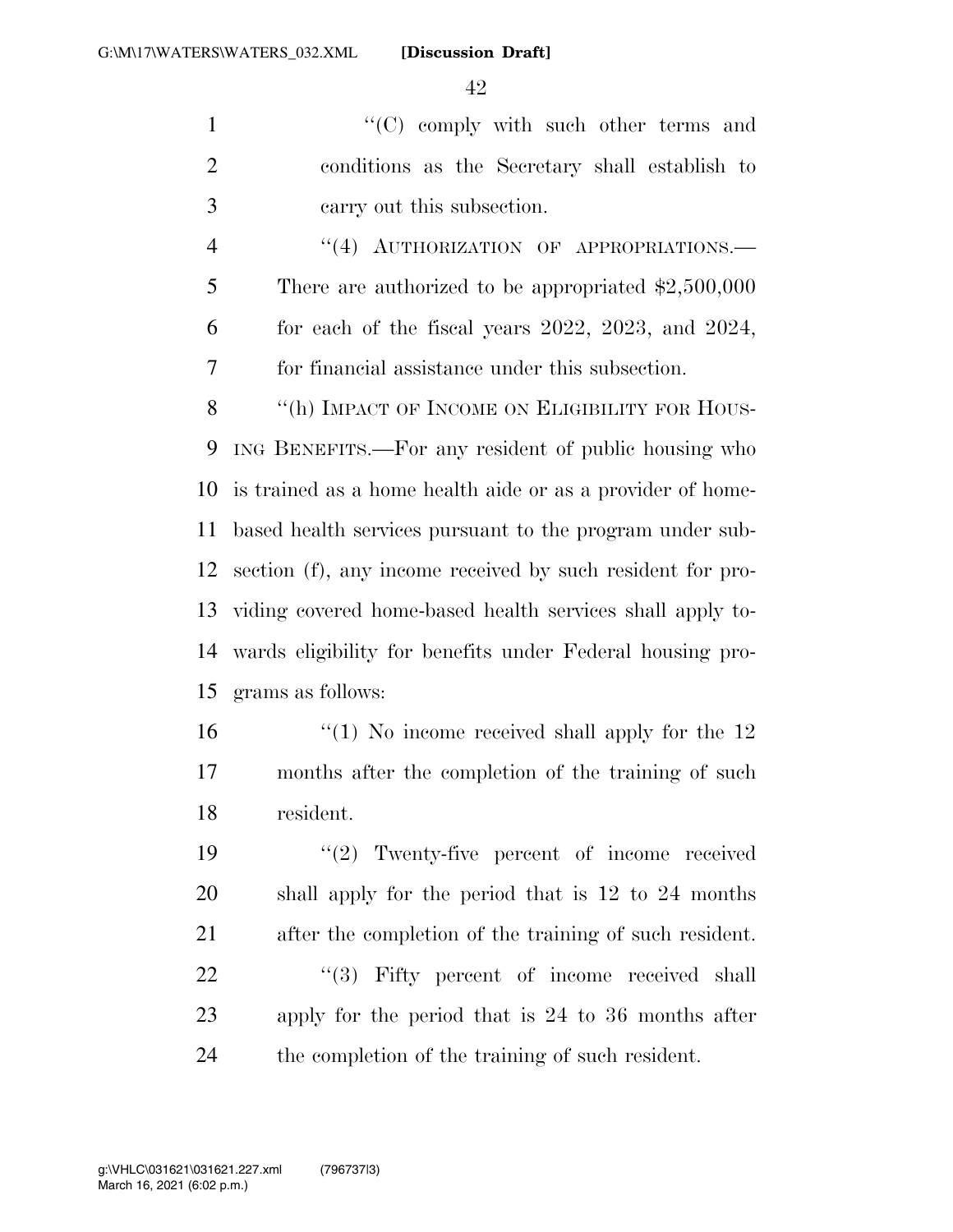"(C) comply with such other terms and conditions as the Secretary shall establish to carry out this subsection.

"(4) AUTHORIZATION OF APPROPRIATIONS.—There are authorized to be appropriated $2,500,000 for each of the fiscal years 2022, 2023, and 2024, for financial assistance under this subsection.

"(h) IMPACT OF INCOME ON ELIGIBILITY FOR HOUSING BENEFITS.—For any resident of public housing who is trained as a home health aide or as a provider of home-based health services pursuant to the program under subsection (f), any income received by such resident for providing covered home-based health services shall apply towards eligibility for benefits under Federal housing programs as follows:

"(1) No income received shall apply for the 12 months after the completion of the training of such resident.

"(2) Twenty-five percent of income received shall apply for the period that is 12 to 24 months after the completion of the training of such resident.

"(3) Fifty percent of income received shall apply for the period that is 24 to 36 months after the completion of the training of such resident.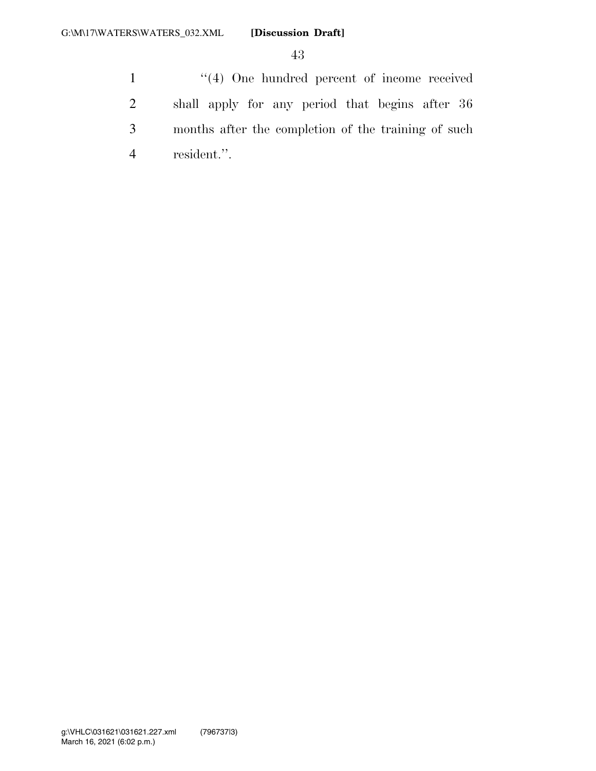"(4) One hundred percent of income received shall apply for any period that begins after 36 months after the completion of the training of such resident.".